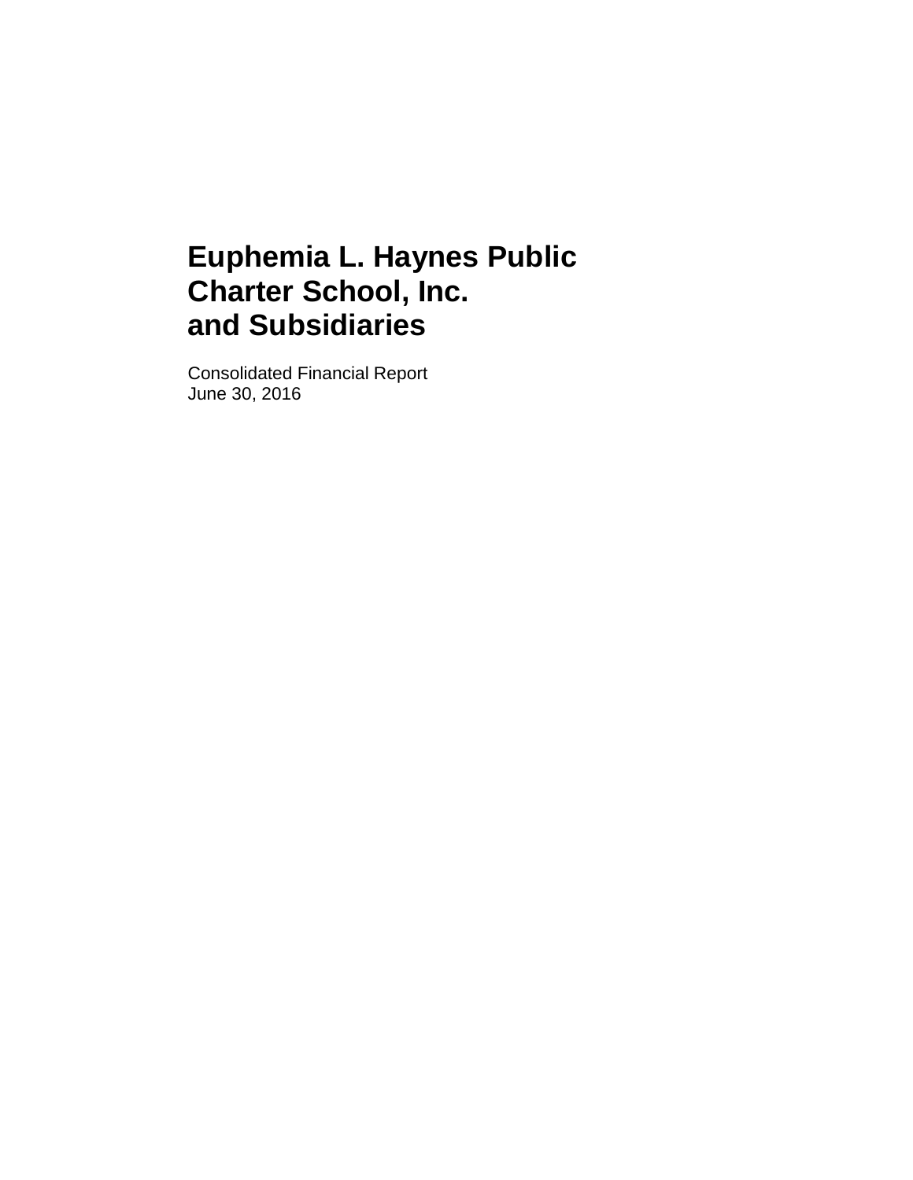# Euphemia L. Haynes Public Charter School, Inc. and Subsidiaries

Consolidated Financial Report
June 30, 2016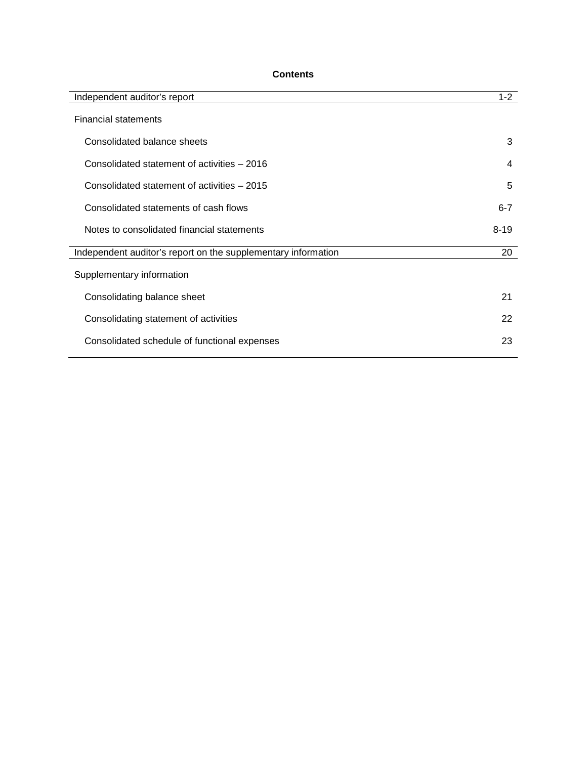**Contents**

| | |
|---|---|
| Independent auditor's report | 1-2 |
| Financial statements | |
| Consolidated balance sheets | 3 |
| Consolidated statement of activities – 2016 | 4 |
| Consolidated statement of activities – 2015 | 5 |
| Consolidated statements of cash flows | 6-7 |
| Notes to consolidated financial statements | 8-19 |
| Independent auditor's report on the supplementary information | 20 |
| Supplementary information | |
| Consolidating balance sheet | 21 |
| Consolidating statement of activities | 22 |
| Consolidated schedule of functional expenses | 23 |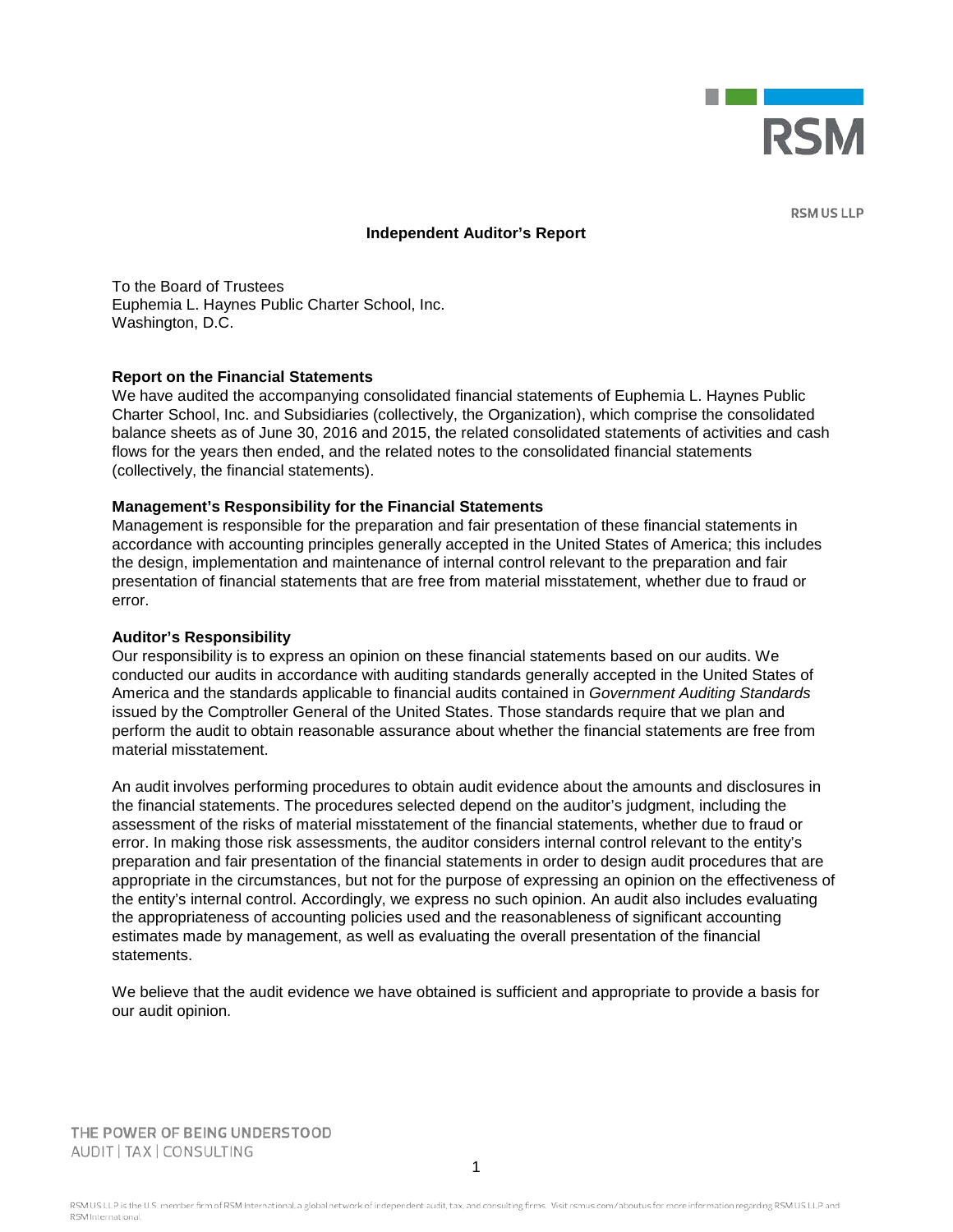RSM US LLP

# Independent Auditor's Report

To the Board of Trustees
Euphemia L. Haynes Public Charter School, Inc.
Washington, D.C.

**Report on the Financial Statements**

We have audited the accompanying consolidated financial statements of Euphemia L. Haynes Public Charter School, Inc. and Subsidiaries (collectively, the Organization), which comprise the consolidated balance sheets as of June 30, 2016 and 2015, the related consolidated statements of activities and cash flows for the years then ended, and the related notes to the consolidated financial statements (collectively, the financial statements).

**Management's Responsibility for the Financial Statements**

Management is responsible for the preparation and fair presentation of these financial statements in accordance with accounting principles generally accepted in the United States of America; this includes the design, implementation and maintenance of internal control relevant to the preparation and fair presentation of financial statements that are free from material misstatement, whether due to fraud or error.

**Auditor's Responsibility**

Our responsibility is to express an opinion on these financial statements based on our audits. We conducted our audits in accordance with auditing standards generally accepted in the United States of America and the standards applicable to financial audits contained in *Government Auditing Standards* issued by the Comptroller General of the United States. Those standards require that we plan and perform the audit to obtain reasonable assurance about whether the financial statements are free from material misstatement.

An audit involves performing procedures to obtain audit evidence about the amounts and disclosures in the financial statements. The procedures selected depend on the auditor's judgment, including the assessment of the risks of material misstatement of the financial statements, whether due to fraud or error. In making those risk assessments, the auditor considers internal control relevant to the entity's preparation and fair presentation of the financial statements in order to design audit procedures that are appropriate in the circumstances, but not for the purpose of expressing an opinion on the effectiveness of the entity's internal control. Accordingly, we express no such opinion. An audit also includes evaluating the appropriateness of accounting policies used and the reasonableness of significant accounting estimates made by management, as well as evaluating the overall presentation of the financial statements.

We believe that the audit evidence we have obtained is sufficient and appropriate to provide a basis for our audit opinion.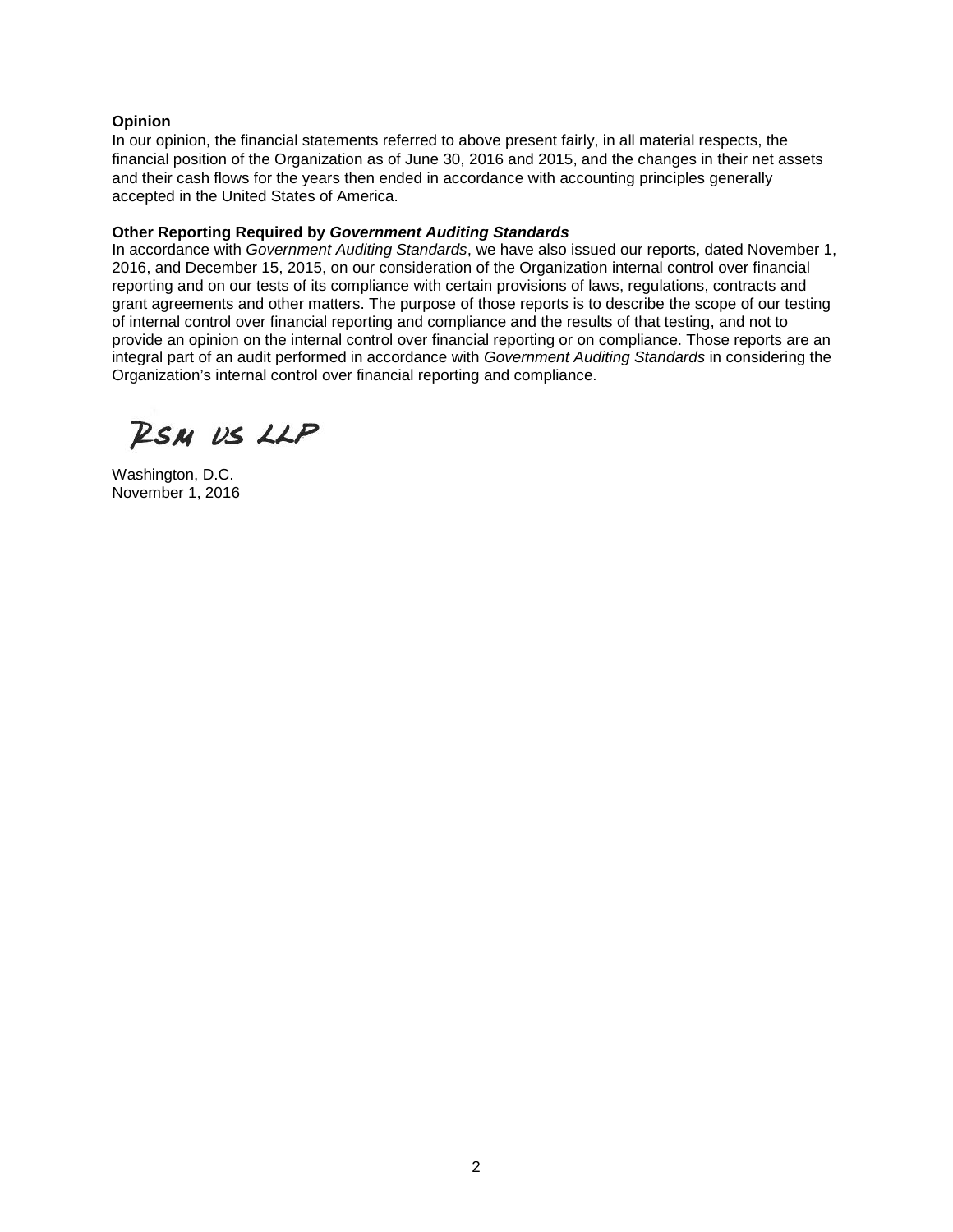**Opinion**

In our opinion, the financial statements referred to above present fairly, in all material respects, the financial position of the Organization as of June 30, 2016 and 2015, and the changes in their net assets and their cash flows for the years then ended in accordance with accounting principles generally accepted in the United States of America.

**Other Reporting Required by *Government Auditing Standards***

In accordance with *Government Auditing Standards*, we have also issued our reports, dated November 1, 2016, and December 15, 2015, on our consideration of the Organization internal control over financial reporting and on our tests of its compliance with certain provisions of laws, regulations, contracts and grant agreements and other matters. The purpose of those reports is to describe the scope of our testing of internal control over financial reporting and compliance and the results of that testing, and not to provide an opinion on the internal control over financial reporting or on compliance. Those reports are an integral part of an audit performed in accordance with *Government Auditing Standards* in considering the Organization's internal control over financial reporting and compliance.

RSM US LLP

Washington, D.C.
November 1, 2016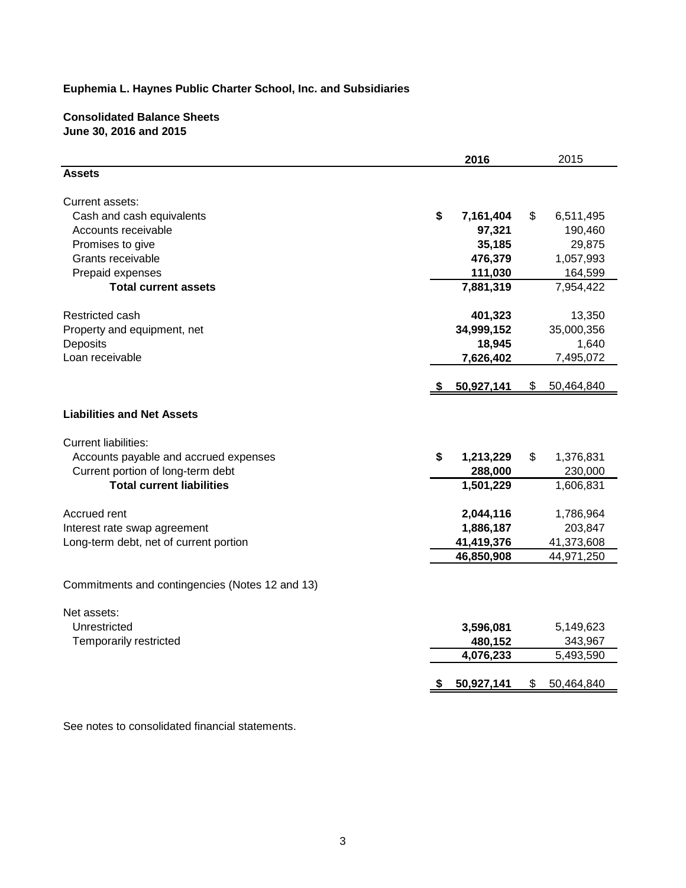**Euphemia L. Haynes Public Charter School, Inc. and Subsidiaries**

**Consolidated Balance Sheets**
**June 30, 2016 and 2015**

| | **2016** | 2015 |
|---|---|---|
| **Assets** | | |
| Current assets: | | |
| Cash and cash equivalents | **$ 7,161,404** | $ 6,511,495 |
| Accounts receivable | **97,321** | 190,460 |
| Promises to give | **35,185** | 29,875 |
| Grants receivable | **476,379** | 1,057,993 |
| Prepaid expenses | **111,030** | 164,599 |
| **Total current assets** | **7,881,319** | 7,954,422 |
| Restricted cash | **401,323** | 13,350 |
| Property and equipment, net | **34,999,152** | 35,000,356 |
| Deposits | **18,945** | 1,640 |
| Loan receivable | **7,626,402** | 7,495,072 |
| | **$ 50,927,141** | $ 50,464,840 |
| **Liabilities and Net Assets** | | |
| Current liabilities: | | |
| Accounts payable and accrued expenses | **$ 1,213,229** | $ 1,376,831 |
| Current portion of long-term debt | **288,000** | 230,000 |
| **Total current liabilities** | **1,501,229** | 1,606,831 |
| Accrued rent | **2,044,116** | 1,786,964 |
| Interest rate swap agreement | **1,886,187** | 203,847 |
| Long-term debt, net of current portion | **41,419,376** | 41,373,608 |
| | **46,850,908** | 44,971,250 |
| Commitments and contingencies (Notes 12 and 13) | | |
| Net assets: | | |
| Unrestricted | **3,596,081** | 5,149,623 |
| Temporarily restricted | **480,152** | 343,967 |
| | **4,076,233** | 5,493,590 |
| | **$ 50,927,141** | $ 50,464,840 |

See notes to consolidated financial statements.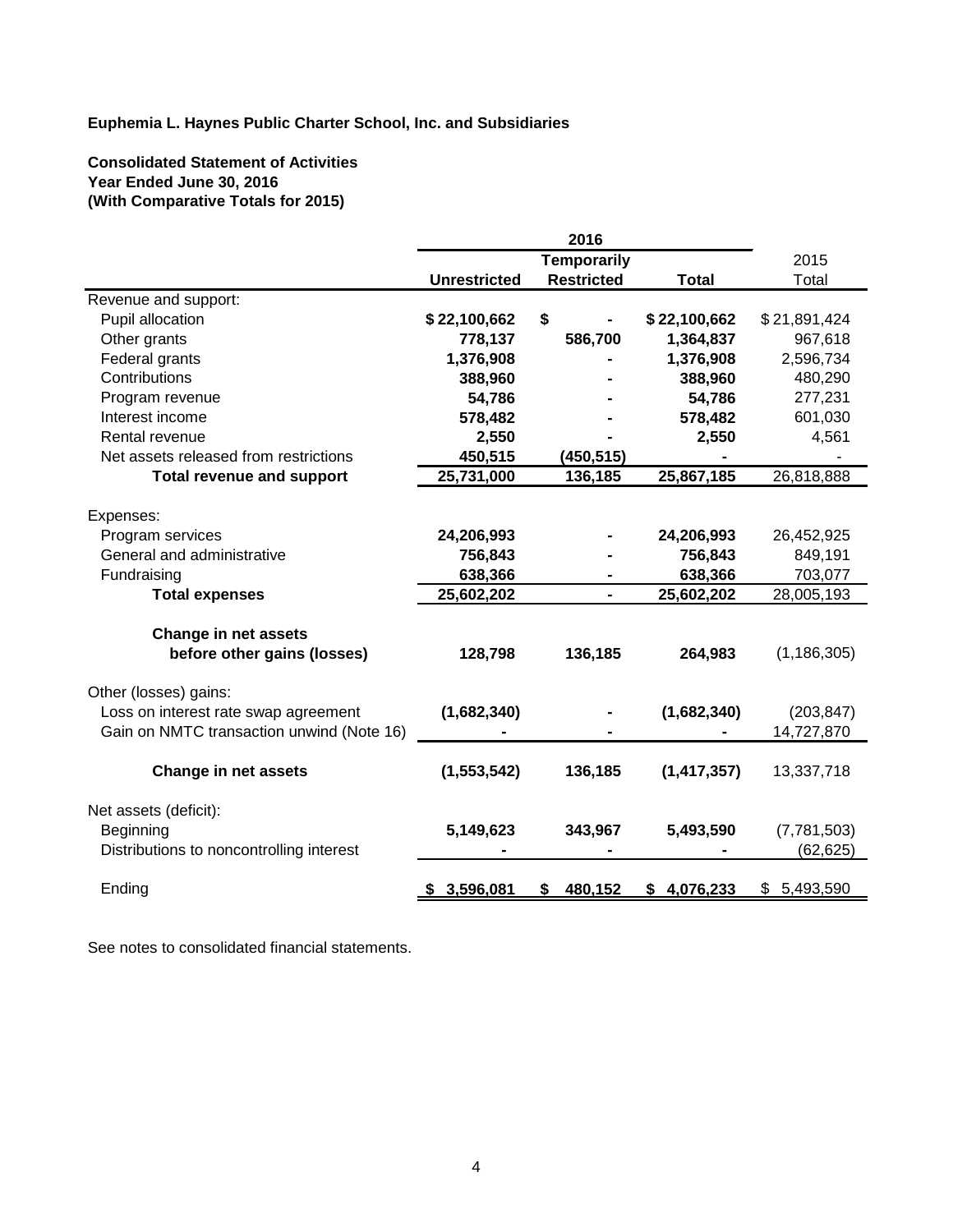**Euphemia L. Haynes Public Charter School, Inc. and Subsidiaries**

**Consolidated Statement of Activities**
**Year Ended June 30, 2016**
**(With Comparative Totals for 2015)**

| | 2016 | | | 2015 |
|---|---|---|---|---|
| | **Unrestricted** | **Temporarily Restricted** | **Total** | Total |
| Revenue and support: | | | | |
| Pupil allocation | **$ 22,100,662** | **$ -** | **$ 22,100,662** | $ 21,891,424 |
| Other grants | **778,137** | **586,700** | **1,364,837** | 967,618 |
| Federal grants | **1,376,908** | **-** | **1,376,908** | 2,596,734 |
| Contributions | **388,960** | **-** | **388,960** | 480,290 |
| Program revenue | **54,786** | **-** | **54,786** | 277,231 |
| Interest income | **578,482** | **-** | **578,482** | 601,030 |
| Rental revenue | **2,550** | **-** | **2,550** | 4,561 |
| Net assets released from restrictions | **450,515** | **(450,515)** | **-** | - |
| **Total revenue and support** | **25,731,000** | **136,185** | **25,867,185** | 26,818,888 |
| Expenses: | | | | |
| Program services | **24,206,993** | **-** | **24,206,993** | 26,452,925 |
| General and administrative | **756,843** | **-** | **756,843** | 849,191 |
| Fundraising | **638,366** | **-** | **638,366** | 703,077 |
| **Total expenses** | **25,602,202** | **-** | **25,602,202** | 28,005,193 |
| **Change in net assets before other gains (losses)** | **128,798** | **136,185** | **264,983** | (1,186,305) |
| Other (losses) gains: | | | | |
| Loss on interest rate swap agreement | **(1,682,340)** | **-** | **(1,682,340)** | (203,847) |
| Gain on NMTC transaction unwind (Note 16) | **-** | **-** | **-** | 14,727,870 |
| **Change in net assets** | **(1,553,542)** | **136,185** | **(1,417,357)** | 13,337,718 |
| Net assets (deficit): | | | | |
| Beginning | **5,149,623** | **343,967** | **5,493,590** | (7,781,503) |
| Distributions to noncontrolling interest | **-** | **-** | **-** | (62,625) |
| Ending | **$ 3,596,081** | **$ 480,152** | **$ 4,076,233** | $ 5,493,590 |

See notes to consolidated financial statements.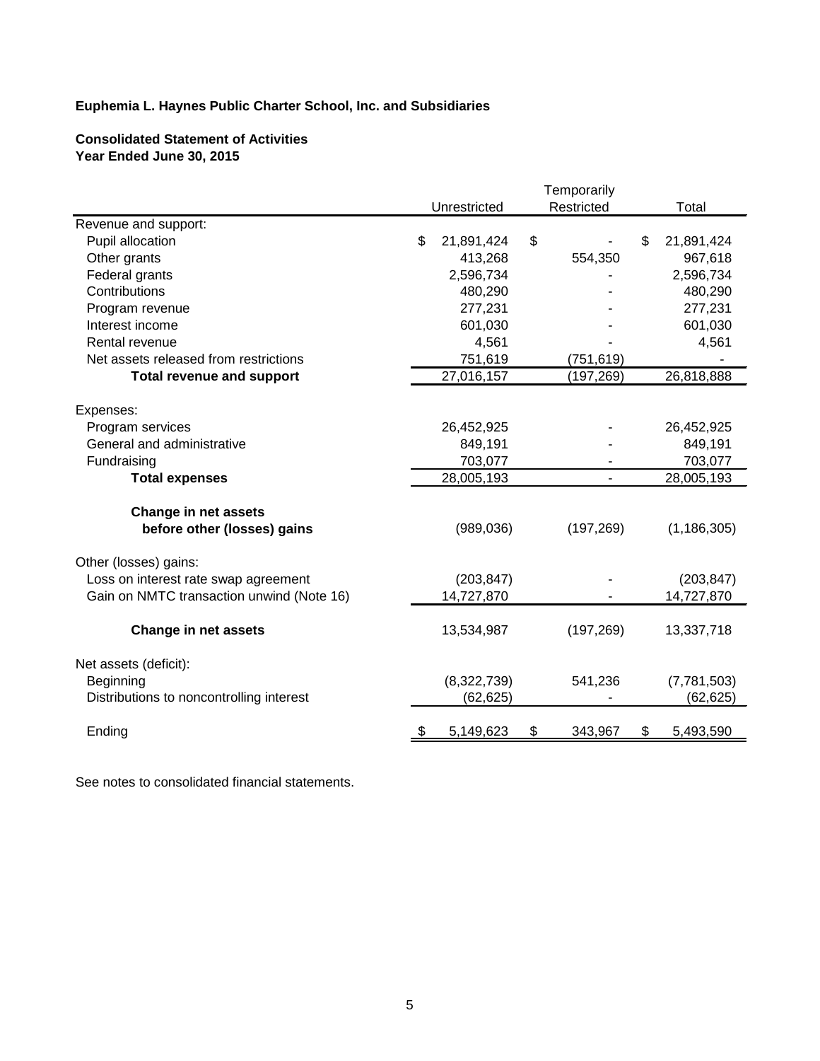**Euphemia L. Haynes Public Charter School, Inc. and Subsidiaries**

**Consolidated Statement of Activities**
**Year Ended June 30, 2015**

| | Unrestricted | Temporarily Restricted | Total |
|---|---|---|---|
| Revenue and support: | | | |
| Pupil allocation | $ 21,891,424 | $ - | $ 21,891,424 |
| Other grants | 413,268 | 554,350 | 967,618 |
| Federal grants | 2,596,734 | - | 2,596,734 |
| Contributions | 480,290 | - | 480,290 |
| Program revenue | 277,231 | - | 277,231 |
| Interest income | 601,030 | - | 601,030 |
| Rental revenue | 4,561 | - | 4,561 |
| Net assets released from restrictions | 751,619 | (751,619) | - |
| **Total revenue and support** | 27,016,157 | (197,269) | 26,818,888 |
| Expenses: | | | |
| Program services | 26,452,925 | - | 26,452,925 |
| General and administrative | 849,191 | - | 849,191 |
| Fundraising | 703,077 | - | 703,077 |
| **Total expenses** | 28,005,193 | - | 28,005,193 |
| **Change in net assets before other (losses) gains** | (989,036) | (197,269) | (1,186,305) |
| Other (losses) gains: | | | |
| Loss on interest rate swap agreement | (203,847) | - | (203,847) |
| Gain on NMTC transaction unwind (Note 16) | 14,727,870 | - | 14,727,870 |
| **Change in net assets** | 13,534,987 | (197,269) | 13,337,718 |
| Net assets (deficit): | | | |
| Beginning | (8,322,739) | 541,236 | (7,781,503) |
| Distributions to noncontrolling interest | (62,625) | - | (62,625) |
| Ending | $ 5,149,623 | $ 343,967 | $ 5,493,590 |

See notes to consolidated financial statements.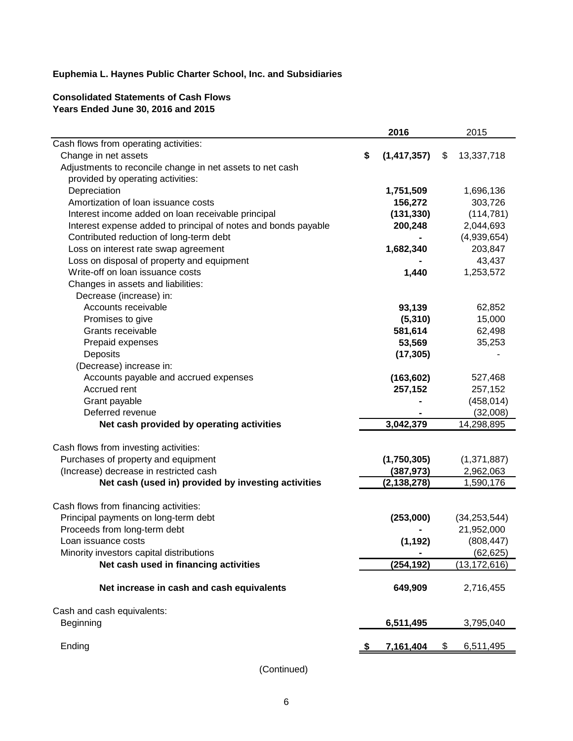**Euphemia L. Haynes Public Charter School, Inc. and Subsidiaries**

**Consolidated Statements of Cash Flows**
**Years Ended June 30, 2016 and 2015**

| | 2016 | 2015 |
|---|---|---|
| Cash flows from operating activities: | | |
| Change in net assets | **$ (1,417,357)** | $ 13,337,718 |
| Adjustments to reconcile change in net assets to net cash provided by operating activities: | | |
| Depreciation | **1,751,509** | 1,696,136 |
| Amortization of loan issuance costs | **156,272** | 303,726 |
| Interest income added on loan receivable principal | **(131,330)** | (114,781) |
| Interest expense added to principal of notes and bonds payable | **200,248** | 2,044,693 |
| Contributed reduction of long-term debt | **-** | (4,939,654) |
| Loss on interest rate swap agreement | **1,682,340** | 203,847 |
| Loss on disposal of property and equipment | **-** | 43,437 |
| Write-off on loan issuance costs | **1,440** | 1,253,572 |
| Changes in assets and liabilities: | | |
| Decrease (increase) in: | | |
| Accounts receivable | **93,139** | 62,852 |
| Promises to give | **(5,310)** | 15,000 |
| Grants receivable | **581,614** | 62,498 |
| Prepaid expenses | **53,569** | 35,253 |
| Deposits | **(17,305)** | - |
| (Decrease) increase in: | | |
| Accounts payable and accrued expenses | **(163,602)** | 527,468 |
| Accrued rent | **257,152** | 257,152 |
| Grant payable | **-** | (458,014) |
| Deferred revenue | **-** | (32,008) |
| **Net cash provided by operating activities** | **3,042,379** | 14,298,895 |
| Cash flows from investing activities: | | |
| Purchases of property and equipment | **(1,750,305)** | (1,371,887) |
| (Increase) decrease in restricted cash | **(387,973)** | 2,962,063 |
| **Net cash (used in) provided by investing activities** | **(2,138,278)** | 1,590,176 |
| Cash flows from financing activities: | | |
| Principal payments on long-term debt | **(253,000)** | (34,253,544) |
| Proceeds from long-term debt | **-** | 21,952,000 |
| Loan issuance costs | **(1,192)** | (808,447) |
| Minority investors capital distributions | **-** | (62,625) |
| **Net cash used in financing activities** | **(254,192)** | (13,172,616) |
| **Net increase in cash and cash equivalents** | **649,909** | 2,716,455 |
| Cash and cash equivalents: | | |
| Beginning | **6,511,495** | 3,795,040 |
| Ending | **$ 7,161,404** | $ 6,511,495 |

(Continued)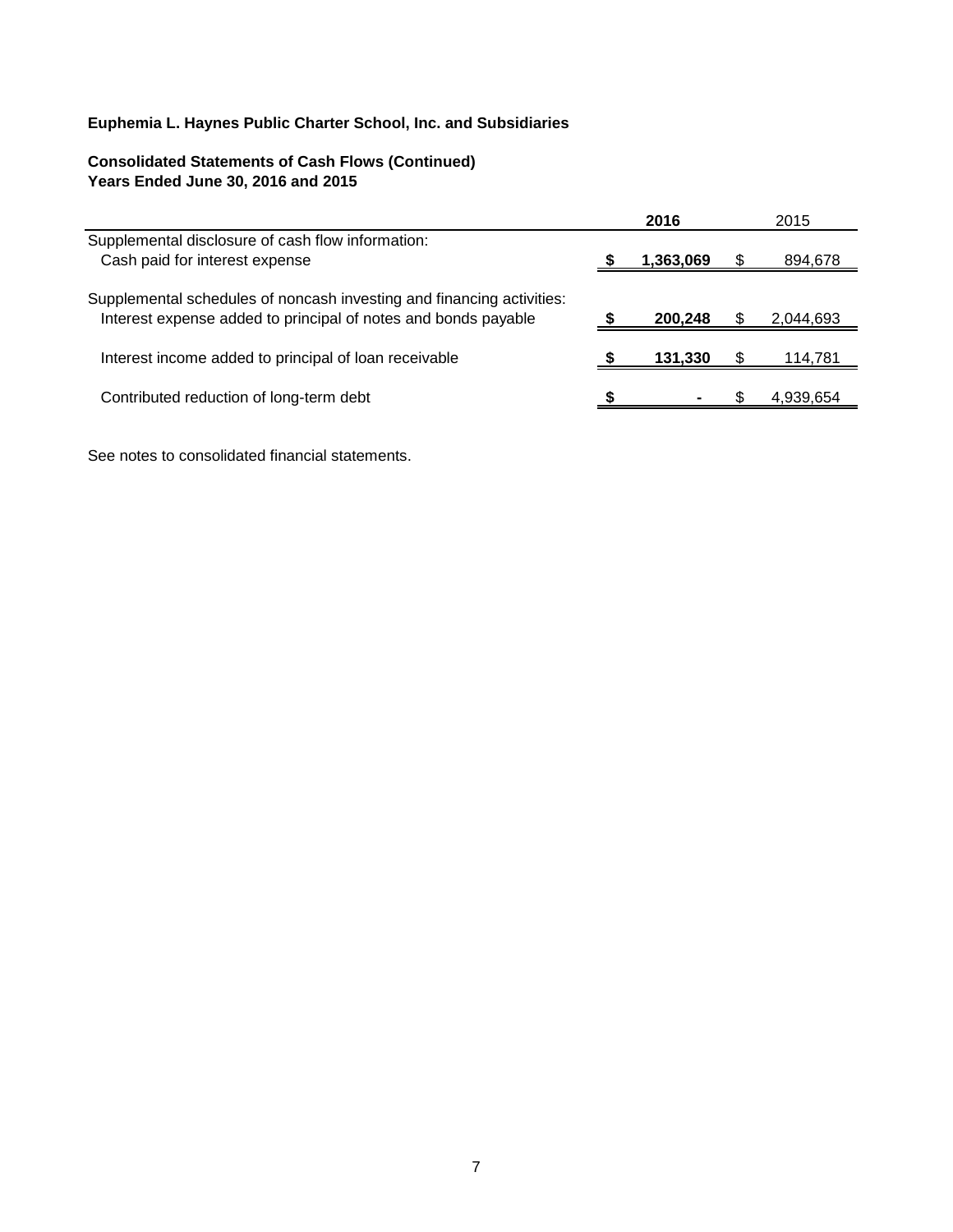**Euphemia L. Haynes Public Charter School, Inc. and Subsidiaries**

**Consolidated Statements of Cash Flows (Continued)**
**Years Ended June 30, 2016 and 2015**

| | **2016** | 2015 |
|---|---|---|
| Supplemental disclosure of cash flow information: | | |
| Cash paid for interest expense | **$ 1,363,069** | $ 894,678 |
| | | |
| Supplemental schedules of noncash investing and financing activities: | | |
| Interest expense added to principal of notes and bonds payable | **$ 200,248** | $ 2,044,693 |
| | | |
| Interest income added to principal of loan receivable | **$ 131,330** | $ 114,781 |
| | | |
| Contributed reduction of long-term debt | **$ -** | $ 4,939,654 |

See notes to consolidated financial statements.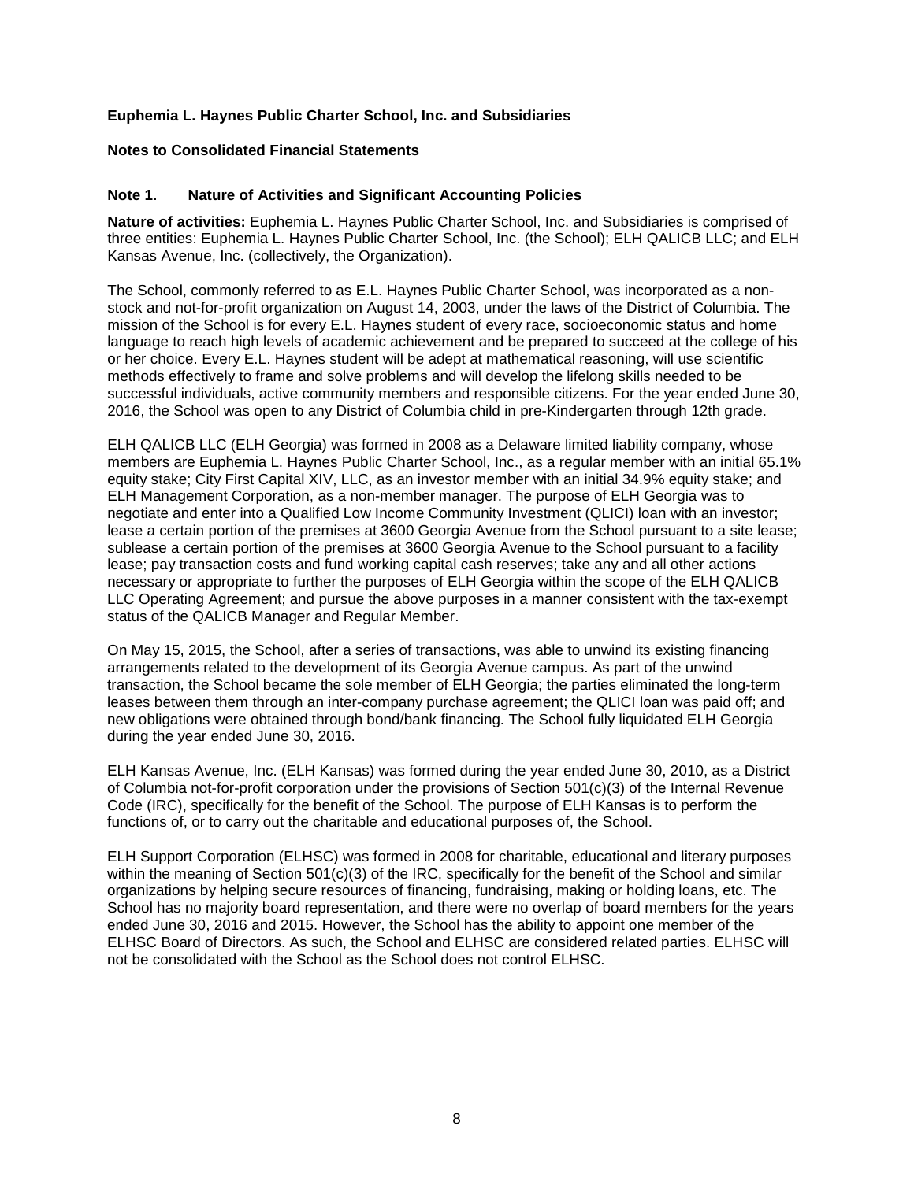**Euphemia L. Haynes Public Charter School, Inc. and Subsidiaries**

**Notes to Consolidated Financial Statements**

## Note 1. Nature of Activities and Significant Accounting Policies

**Nature of activities:** Euphemia L. Haynes Public Charter School, Inc. and Subsidiaries is comprised of three entities: Euphemia L. Haynes Public Charter School, Inc. (the School); ELH QALICB LLC; and ELH Kansas Avenue, Inc. (collectively, the Organization).

The School, commonly referred to as E.L. Haynes Public Charter School, was incorporated as a non-stock and not-for-profit organization on August 14, 2003, under the laws of the District of Columbia. The mission of the School is for every E.L. Haynes student of every race, socioeconomic status and home language to reach high levels of academic achievement and be prepared to succeed at the college of his or her choice. Every E.L. Haynes student will be adept at mathematical reasoning, will use scientific methods effectively to frame and solve problems and will develop the lifelong skills needed to be successful individuals, active community members and responsible citizens. For the year ended June 30, 2016, the School was open to any District of Columbia child in pre-Kindergarten through 12th grade.

ELH QALICB LLC (ELH Georgia) was formed in 2008 as a Delaware limited liability company, whose members are Euphemia L. Haynes Public Charter School, Inc., as a regular member with an initial 65.1% equity stake; City First Capital XIV, LLC, as an investor member with an initial 34.9% equity stake; and ELH Management Corporation, as a non-member manager. The purpose of ELH Georgia was to negotiate and enter into a Qualified Low Income Community Investment (QLICI) loan with an investor; lease a certain portion of the premises at 3600 Georgia Avenue from the School pursuant to a site lease; sublease a certain portion of the premises at 3600 Georgia Avenue to the School pursuant to a facility lease; pay transaction costs and fund working capital cash reserves; take any and all other actions necessary or appropriate to further the purposes of ELH Georgia within the scope of the ELH QALICB LLC Operating Agreement; and pursue the above purposes in a manner consistent with the tax-exempt status of the QALICB Manager and Regular Member.

On May 15, 2015, the School, after a series of transactions, was able to unwind its existing financing arrangements related to the development of its Georgia Avenue campus. As part of the unwind transaction, the School became the sole member of ELH Georgia; the parties eliminated the long-term leases between them through an inter-company purchase agreement; the QLICI loan was paid off; and new obligations were obtained through bond/bank financing. The School fully liquidated ELH Georgia during the year ended June 30, 2016.

ELH Kansas Avenue, Inc. (ELH Kansas) was formed during the year ended June 30, 2010, as a District of Columbia not-for-profit corporation under the provisions of Section 501(c)(3) of the Internal Revenue Code (IRC), specifically for the benefit of the School. The purpose of ELH Kansas is to perform the functions of, or to carry out the charitable and educational purposes of, the School.

ELH Support Corporation (ELHSC) was formed in 2008 for charitable, educational and literary purposes within the meaning of Section 501(c)(3) of the IRC, specifically for the benefit of the School and similar organizations by helping secure resources of financing, fundraising, making or holding loans, etc. The School has no majority board representation, and there were no overlap of board members for the years ended June 30, 2016 and 2015. However, the School has the ability to appoint one member of the ELHSC Board of Directors. As such, the School and ELHSC are considered related parties. ELHSC will not be consolidated with the School as the School does not control ELHSC.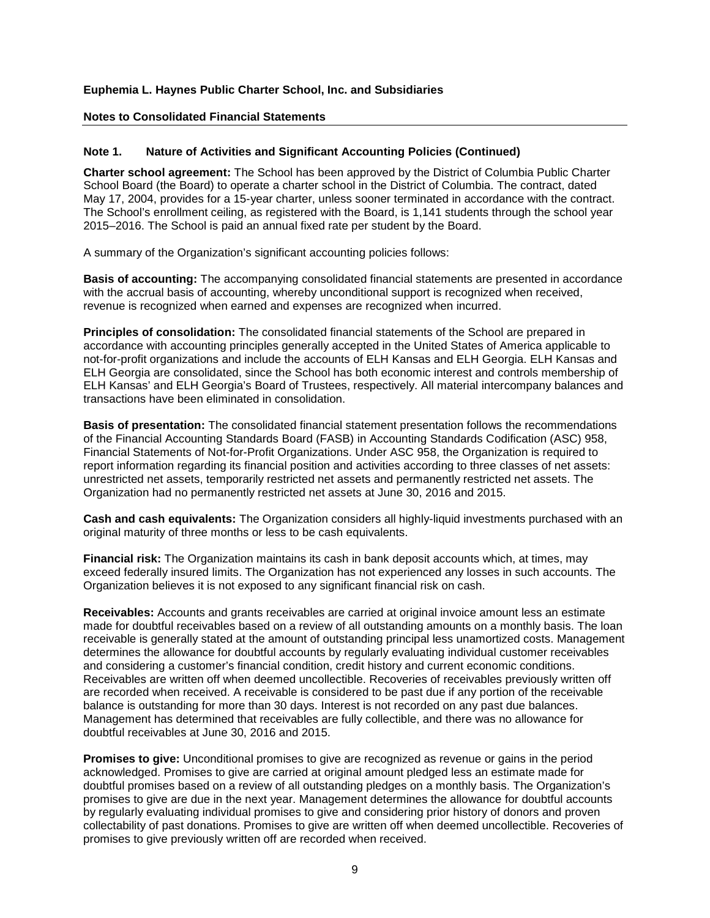**Euphemia L. Haynes Public Charter School, Inc. and Subsidiaries**

**Notes to Consolidated Financial Statements**

## Note 1. Nature of Activities and Significant Accounting Policies (Continued)

**Charter school agreement:** The School has been approved by the District of Columbia Public Charter School Board (the Board) to operate a charter school in the District of Columbia. The contract, dated May 17, 2004, provides for a 15-year charter, unless sooner terminated in accordance with the contract. The School's enrollment ceiling, as registered with the Board, is 1,141 students through the school year 2015–2016. The School is paid an annual fixed rate per student by the Board.

A summary of the Organization's significant accounting policies follows:

**Basis of accounting:** The accompanying consolidated financial statements are presented in accordance with the accrual basis of accounting, whereby unconditional support is recognized when received, revenue is recognized when earned and expenses are recognized when incurred.

**Principles of consolidation:** The consolidated financial statements of the School are prepared in accordance with accounting principles generally accepted in the United States of America applicable to not-for-profit organizations and include the accounts of ELH Kansas and ELH Georgia. ELH Kansas and ELH Georgia are consolidated, since the School has both economic interest and controls membership of ELH Kansas' and ELH Georgia's Board of Trustees, respectively. All material intercompany balances and transactions have been eliminated in consolidation.

**Basis of presentation:** The consolidated financial statement presentation follows the recommendations of the Financial Accounting Standards Board (FASB) in Accounting Standards Codification (ASC) 958, Financial Statements of Not-for-Profit Organizations. Under ASC 958, the Organization is required to report information regarding its financial position and activities according to three classes of net assets: unrestricted net assets, temporarily restricted net assets and permanently restricted net assets. The Organization had no permanently restricted net assets at June 30, 2016 and 2015.

**Cash and cash equivalents:** The Organization considers all highly-liquid investments purchased with an original maturity of three months or less to be cash equivalents.

**Financial risk:** The Organization maintains its cash in bank deposit accounts which, at times, may exceed federally insured limits. The Organization has not experienced any losses in such accounts. The Organization believes it is not exposed to any significant financial risk on cash.

**Receivables:** Accounts and grants receivables are carried at original invoice amount less an estimate made for doubtful receivables based on a review of all outstanding amounts on a monthly basis. The loan receivable is generally stated at the amount of outstanding principal less unamortized costs. Management determines the allowance for doubtful accounts by regularly evaluating individual customer receivables and considering a customer's financial condition, credit history and current economic conditions. Receivables are written off when deemed uncollectible. Recoveries of receivables previously written off are recorded when received. A receivable is considered to be past due if any portion of the receivable balance is outstanding for more than 30 days. Interest is not recorded on any past due balances. Management has determined that receivables are fully collectible, and there was no allowance for doubtful receivables at June 30, 2016 and 2015.

**Promises to give:** Unconditional promises to give are recognized as revenue or gains in the period acknowledged. Promises to give are carried at original amount pledged less an estimate made for doubtful promises based on a review of all outstanding pledges on a monthly basis. The Organization's promises to give are due in the next year. Management determines the allowance for doubtful accounts by regularly evaluating individual promises to give and considering prior history of donors and proven collectability of past donations. Promises to give are written off when deemed uncollectible. Recoveries of promises to give previously written off are recorded when received.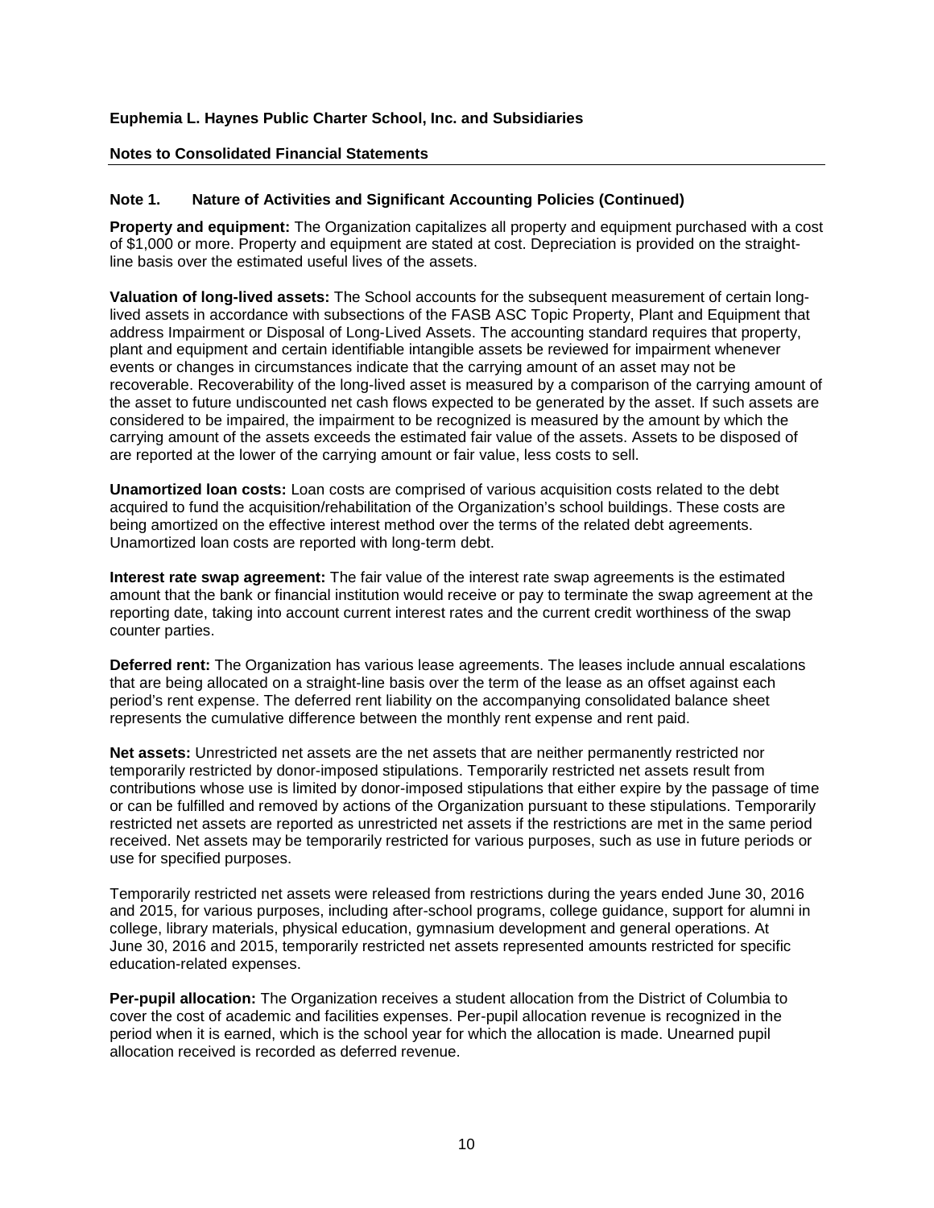**Euphemia L. Haynes Public Charter School, Inc. and Subsidiaries**

**Notes to Consolidated Financial Statements**

## Note 1. Nature of Activities and Significant Accounting Policies (Continued)

**Property and equipment:** The Organization capitalizes all property and equipment purchased with a cost of $1,000 or more. Property and equipment are stated at cost. Depreciation is provided on the straight-line basis over the estimated useful lives of the assets.

**Valuation of long-lived assets:** The School accounts for the subsequent measurement of certain long-lived assets in accordance with subsections of the FASB ASC Topic Property, Plant and Equipment that address Impairment or Disposal of Long-Lived Assets. The accounting standard requires that property, plant and equipment and certain identifiable intangible assets be reviewed for impairment whenever events or changes in circumstances indicate that the carrying amount of an asset may not be recoverable. Recoverability of the long-lived asset is measured by a comparison of the carrying amount of the asset to future undiscounted net cash flows expected to be generated by the asset. If such assets are considered to be impaired, the impairment to be recognized is measured by the amount by which the carrying amount of the assets exceeds the estimated fair value of the assets. Assets to be disposed of are reported at the lower of the carrying amount or fair value, less costs to sell.

**Unamortized loan costs:** Loan costs are comprised of various acquisition costs related to the debt acquired to fund the acquisition/rehabilitation of the Organization's school buildings. These costs are being amortized on the effective interest method over the terms of the related debt agreements. Unamortized loan costs are reported with long-term debt.

**Interest rate swap agreement:** The fair value of the interest rate swap agreements is the estimated amount that the bank or financial institution would receive or pay to terminate the swap agreement at the reporting date, taking into account current interest rates and the current credit worthiness of the swap counter parties.

**Deferred rent:** The Organization has various lease agreements. The leases include annual escalations that are being allocated on a straight-line basis over the term of the lease as an offset against each period's rent expense. The deferred rent liability on the accompanying consolidated balance sheet represents the cumulative difference between the monthly rent expense and rent paid.

**Net assets:** Unrestricted net assets are the net assets that are neither permanently restricted nor temporarily restricted by donor-imposed stipulations. Temporarily restricted net assets result from contributions whose use is limited by donor-imposed stipulations that either expire by the passage of time or can be fulfilled and removed by actions of the Organization pursuant to these stipulations. Temporarily restricted net assets are reported as unrestricted net assets if the restrictions are met in the same period received. Net assets may be temporarily restricted for various purposes, such as use in future periods or use for specified purposes.

Temporarily restricted net assets were released from restrictions during the years ended June 30, 2016 and 2015, for various purposes, including after-school programs, college guidance, support for alumni in college, library materials, physical education, gymnasium development and general operations. At June 30, 2016 and 2015, temporarily restricted net assets represented amounts restricted for specific education-related expenses.

**Per-pupil allocation:** The Organization receives a student allocation from the District of Columbia to cover the cost of academic and facilities expenses. Per-pupil allocation revenue is recognized in the period when it is earned, which is the school year for which the allocation is made. Unearned pupil allocation received is recorded as deferred revenue.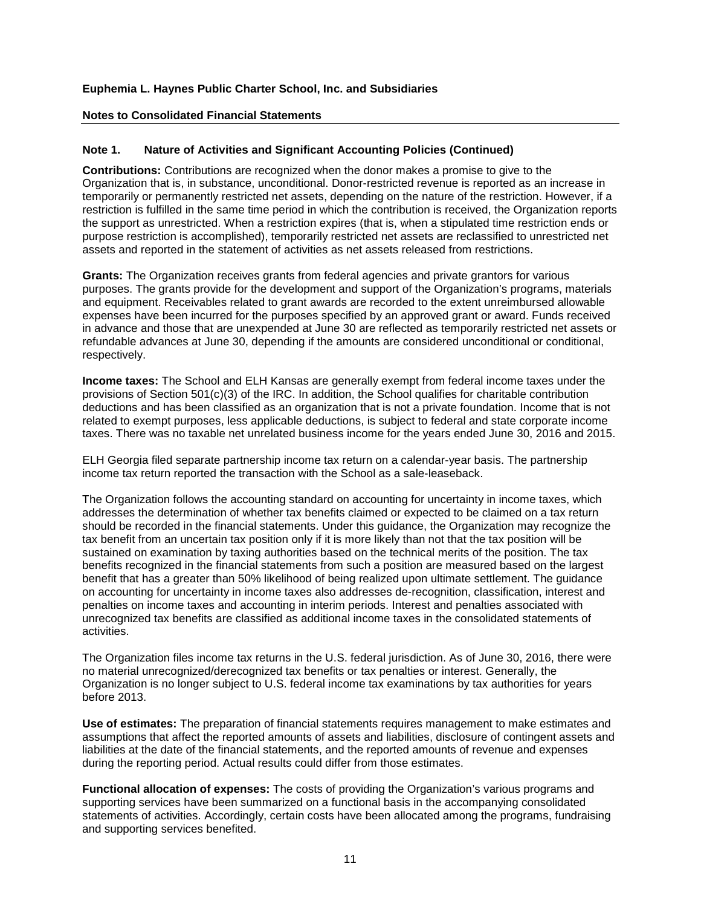**Euphemia L. Haynes Public Charter School, Inc. and Subsidiaries**

**Notes to Consolidated Financial Statements**

**Note 1. Nature of Activities and Significant Accounting Policies (Continued)**

**Contributions:** Contributions are recognized when the donor makes a promise to give to the Organization that is, in substance, unconditional. Donor-restricted revenue is reported as an increase in temporarily or permanently restricted net assets, depending on the nature of the restriction. However, if a restriction is fulfilled in the same time period in which the contribution is received, the Organization reports the support as unrestricted. When a restriction expires (that is, when a stipulated time restriction ends or purpose restriction is accomplished), temporarily restricted net assets are reclassified to unrestricted net assets and reported in the statement of activities as net assets released from restrictions.

**Grants:** The Organization receives grants from federal agencies and private grantors for various purposes. The grants provide for the development and support of the Organization's programs, materials and equipment. Receivables related to grant awards are recorded to the extent unreimbursed allowable expenses have been incurred for the purposes specified by an approved grant or award. Funds received in advance and those that are unexpended at June 30 are reflected as temporarily restricted net assets or refundable advances at June 30, depending if the amounts are considered unconditional or conditional, respectively.

**Income taxes:** The School and ELH Kansas are generally exempt from federal income taxes under the provisions of Section 501(c)(3) of the IRC. In addition, the School qualifies for charitable contribution deductions and has been classified as an organization that is not a private foundation. Income that is not related to exempt purposes, less applicable deductions, is subject to federal and state corporate income taxes. There was no taxable net unrelated business income for the years ended June 30, 2016 and 2015.

ELH Georgia filed separate partnership income tax return on a calendar-year basis. The partnership income tax return reported the transaction with the School as a sale-leaseback.

The Organization follows the accounting standard on accounting for uncertainty in income taxes, which addresses the determination of whether tax benefits claimed or expected to be claimed on a tax return should be recorded in the financial statements. Under this guidance, the Organization may recognize the tax benefit from an uncertain tax position only if it is more likely than not that the tax position will be sustained on examination by taxing authorities based on the technical merits of the position. The tax benefits recognized in the financial statements from such a position are measured based on the largest benefit that has a greater than 50% likelihood of being realized upon ultimate settlement. The guidance on accounting for uncertainty in income taxes also addresses de-recognition, classification, interest and penalties on income taxes and accounting in interim periods. Interest and penalties associated with unrecognized tax benefits are classified as additional income taxes in the consolidated statements of activities.

The Organization files income tax returns in the U.S. federal jurisdiction. As of June 30, 2016, there were no material unrecognized/derecognized tax benefits or tax penalties or interest. Generally, the Organization is no longer subject to U.S. federal income tax examinations by tax authorities for years before 2013.

**Use of estimates:** The preparation of financial statements requires management to make estimates and assumptions that affect the reported amounts of assets and liabilities, disclosure of contingent assets and liabilities at the date of the financial statements, and the reported amounts of revenue and expenses during the reporting period. Actual results could differ from those estimates.

**Functional allocation of expenses:** The costs of providing the Organization's various programs and supporting services have been summarized on a functional basis in the accompanying consolidated statements of activities. Accordingly, certain costs have been allocated among the programs, fundraising and supporting services benefited.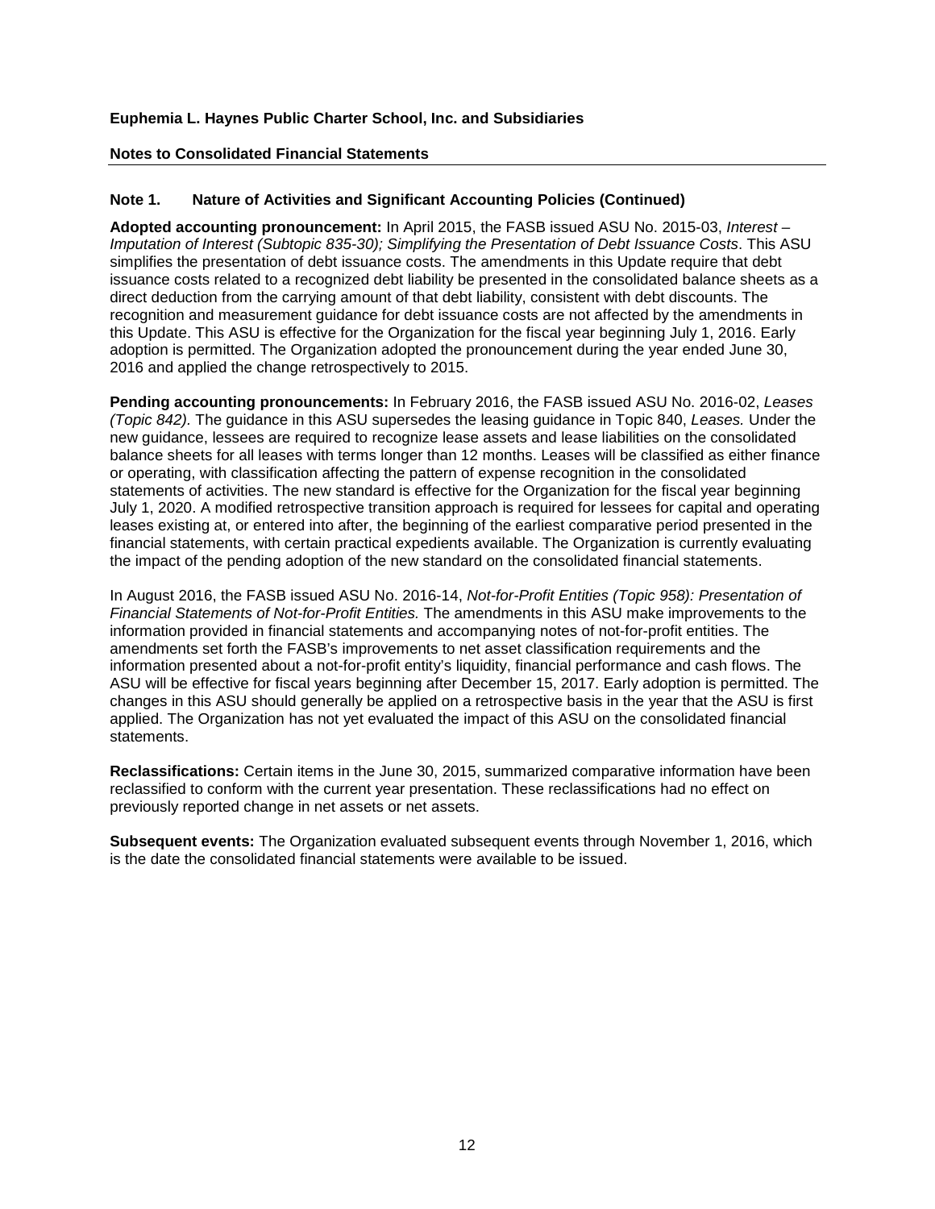**Euphemia L. Haynes Public Charter School, Inc. and Subsidiaries**

**Notes to Consolidated Financial Statements**

## Note 1. Nature of Activities and Significant Accounting Policies (Continued)

**Adopted accounting pronouncement:** In April 2015, the FASB issued ASU No. 2015-03, *Interest – Imputation of Interest (Subtopic 835-30); Simplifying the Presentation of Debt Issuance Costs*. This ASU simplifies the presentation of debt issuance costs. The amendments in this Update require that debt issuance costs related to a recognized debt liability be presented in the consolidated balance sheets as a direct deduction from the carrying amount of that debt liability, consistent with debt discounts. The recognition and measurement guidance for debt issuance costs are not affected by the amendments in this Update. This ASU is effective for the Organization for the fiscal year beginning July 1, 2016. Early adoption is permitted. The Organization adopted the pronouncement during the year ended June 30, 2016 and applied the change retrospectively to 2015.

**Pending accounting pronouncements:** In February 2016, the FASB issued ASU No. 2016-02, *Leases (Topic 842).* The guidance in this ASU supersedes the leasing guidance in Topic 840, *Leases.* Under the new guidance, lessees are required to recognize lease assets and lease liabilities on the consolidated balance sheets for all leases with terms longer than 12 months. Leases will be classified as either finance or operating, with classification affecting the pattern of expense recognition in the consolidated statements of activities. The new standard is effective for the Organization for the fiscal year beginning July 1, 2020. A modified retrospective transition approach is required for lessees for capital and operating leases existing at, or entered into after, the beginning of the earliest comparative period presented in the financial statements, with certain practical expedients available. The Organization is currently evaluating the impact of the pending adoption of the new standard on the consolidated financial statements.

In August 2016, the FASB issued ASU No. 2016-14, *Not-for-Profit Entities (Topic 958): Presentation of Financial Statements of Not-for-Profit Entities.* The amendments in this ASU make improvements to the information provided in financial statements and accompanying notes of not-for-profit entities. The amendments set forth the FASB's improvements to net asset classification requirements and the information presented about a not-for-profit entity's liquidity, financial performance and cash flows. The ASU will be effective for fiscal years beginning after December 15, 2017. Early adoption is permitted. The changes in this ASU should generally be applied on a retrospective basis in the year that the ASU is first applied. The Organization has not yet evaluated the impact of this ASU on the consolidated financial statements.

**Reclassifications:** Certain items in the June 30, 2015, summarized comparative information have been reclassified to conform with the current year presentation. These reclassifications had no effect on previously reported change in net assets or net assets.

**Subsequent events:** The Organization evaluated subsequent events through November 1, 2016, which is the date the consolidated financial statements were available to be issued.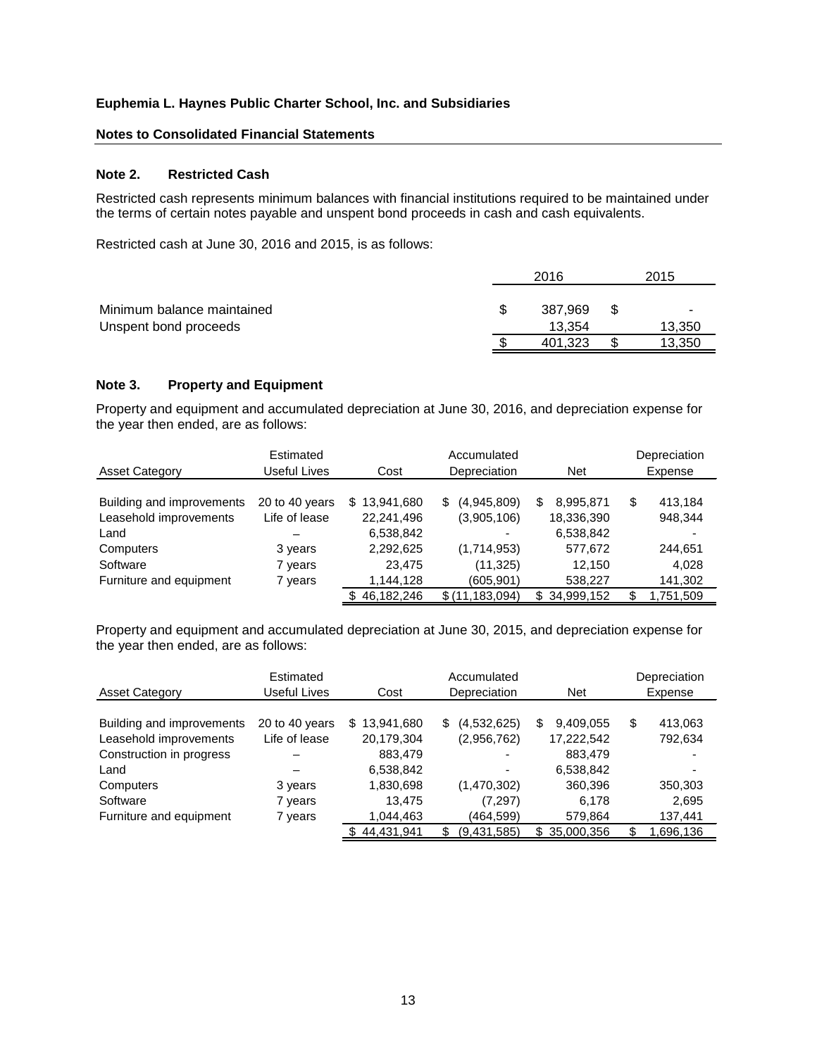**Euphemia L. Haynes Public Charter School, Inc. and Subsidiaries**

**Notes to Consolidated Financial Statements**

## Note 2. Restricted Cash

Restricted cash represents minimum balances with financial institutions required to be maintained under the terms of certain notes payable and unspent bond proceeds in cash and cash equivalents.

Restricted cash at June 30, 2016 and 2015, is as follows:

| | 2016 | 2015 |
|---|---|---|
| Minimum balance maintained | $ 387,969 | $ - |
| Unspent bond proceeds | 13,354 | 13,350 |
| | $ 401,323 | $ 13,350 |

## Note 3. Property and Equipment

Property and equipment and accumulated depreciation at June 30, 2016, and depreciation expense for the year then ended, are as follows:

| Asset Category | Estimated Useful Lives | Cost | Accumulated Depreciation | Net | Depreciation Expense |
|---|---|---|---|---|---|
| Building and improvements | 20 to 40 years | $ 13,941,680 | $ (4,945,809) | $ 8,995,871 | $ 413,184 |
| Leasehold improvements | Life of lease | 22,241,496 | (3,905,106) | 18,336,390 | 948,344 |
| Land | – | 6,538,842 | - | 6,538,842 | - |
| Computers | 3 years | 2,292,625 | (1,714,953) | 577,672 | 244,651 |
| Software | 7 years | 23,475 | (11,325) | 12,150 | 4,028 |
| Furniture and equipment | 7 years | 1,144,128 | (605,901) | 538,227 | 141,302 |
| | | $ 46,182,246 | $ (11,183,094) | $ 34,999,152 | $ 1,751,509 |

Property and equipment and accumulated depreciation at June 30, 2015, and depreciation expense for the year then ended, are as follows:

| Asset Category | Estimated Useful Lives | Cost | Accumulated Depreciation | Net | Depreciation Expense |
|---|---|---|---|---|---|
| Building and improvements | 20 to 40 years | $ 13,941,680 | $ (4,532,625) | $ 9,409,055 | $ 413,063 |
| Leasehold improvements | Life of lease | 20,179,304 | (2,956,762) | 17,222,542 | 792,634 |
| Construction in progress | – | 883,479 | - | 883,479 | - |
| Land | – | 6,538,842 | - | 6,538,842 | - |
| Computers | 3 years | 1,830,698 | (1,470,302) | 360,396 | 350,303 |
| Software | 7 years | 13,475 | (7,297) | 6,178 | 2,695 |
| Furniture and equipment | 7 years | 1,044,463 | (464,599) | 579,864 | 137,441 |
| | | $ 44,431,941 | $ (9,431,585) | $ 35,000,356 | $ 1,696,136 |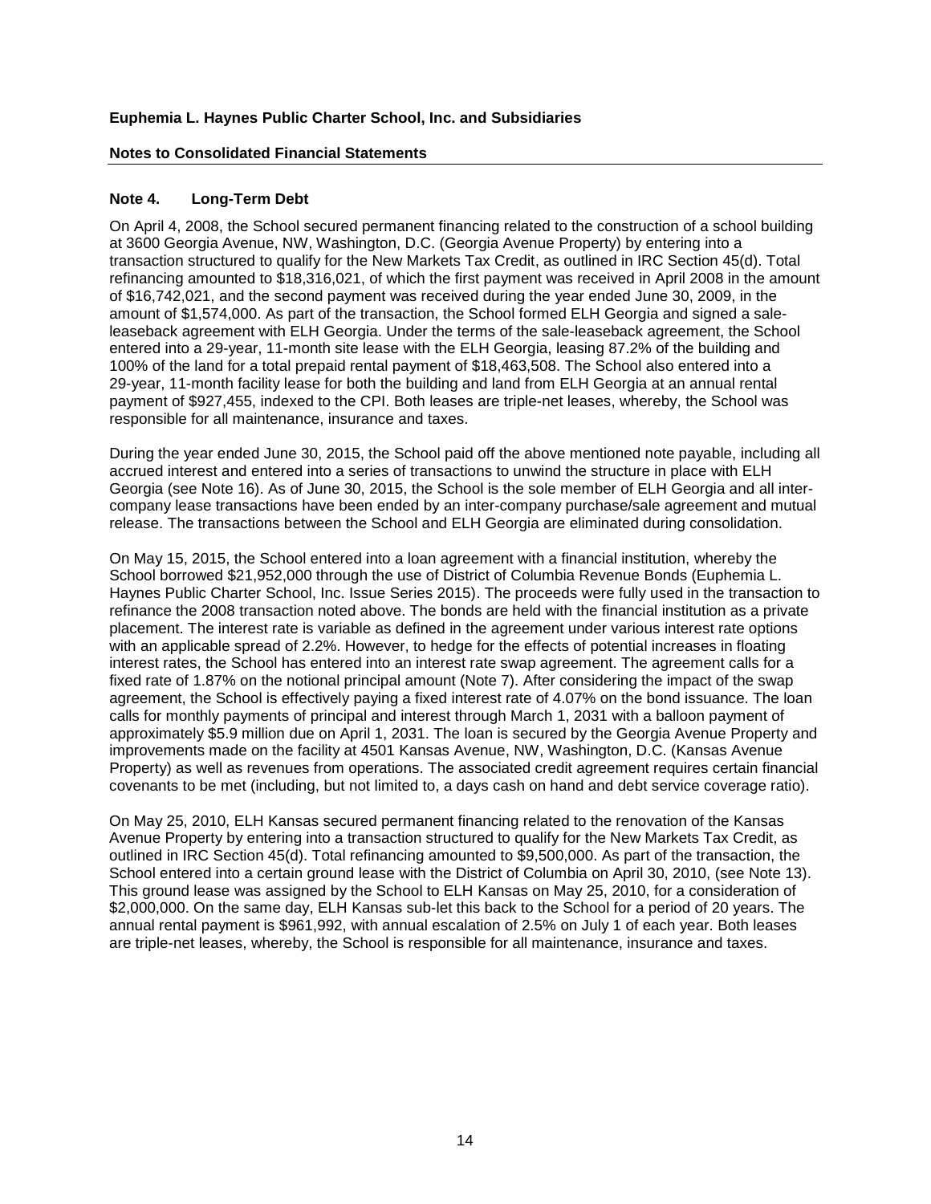**Euphemia L. Haynes Public Charter School, Inc. and Subsidiaries**

**Notes to Consolidated Financial Statements**

## Note 4. Long-Term Debt

On April 4, 2008, the School secured permanent financing related to the construction of a school building at 3600 Georgia Avenue, NW, Washington, D.C. (Georgia Avenue Property) by entering into a transaction structured to qualify for the New Markets Tax Credit, as outlined in IRC Section 45(d). Total refinancing amounted to $18,316,021, of which the first payment was received in April 2008 in the amount of $16,742,021, and the second payment was received during the year ended June 30, 2009, in the amount of $1,574,000. As part of the transaction, the School formed ELH Georgia and signed a sale-leaseback agreement with ELH Georgia. Under the terms of the sale-leaseback agreement, the School entered into a 29-year, 11-month site lease with the ELH Georgia, leasing 87.2% of the building and 100% of the land for a total prepaid rental payment of $18,463,508. The School also entered into a 29-year, 11-month facility lease for both the building and land from ELH Georgia at an annual rental payment of $927,455, indexed to the CPI. Both leases are triple-net leases, whereby, the School was responsible for all maintenance, insurance and taxes.

During the year ended June 30, 2015, the School paid off the above mentioned note payable, including all accrued interest and entered into a series of transactions to unwind the structure in place with ELH Georgia (see Note 16). As of June 30, 2015, the School is the sole member of ELH Georgia and all inter-company lease transactions have been ended by an inter-company purchase/sale agreement and mutual release. The transactions between the School and ELH Georgia are eliminated during consolidation.

On May 15, 2015, the School entered into a loan agreement with a financial institution, whereby the School borrowed $21,952,000 through the use of District of Columbia Revenue Bonds (Euphemia L. Haynes Public Charter School, Inc. Issue Series 2015). The proceeds were fully used in the transaction to refinance the 2008 transaction noted above. The bonds are held with the financial institution as a private placement. The interest rate is variable as defined in the agreement under various interest rate options with an applicable spread of 2.2%. However, to hedge for the effects of potential increases in floating interest rates, the School has entered into an interest rate swap agreement. The agreement calls for a fixed rate of 1.87% on the notional principal amount (Note 7). After considering the impact of the swap agreement, the School is effectively paying a fixed interest rate of 4.07% on the bond issuance. The loan calls for monthly payments of principal and interest through March 1, 2031 with a balloon payment of approximately $5.9 million due on April 1, 2031. The loan is secured by the Georgia Avenue Property and improvements made on the facility at 4501 Kansas Avenue, NW, Washington, D.C. (Kansas Avenue Property) as well as revenues from operations. The associated credit agreement requires certain financial covenants to be met (including, but not limited to, a days cash on hand and debt service coverage ratio).

On May 25, 2010, ELH Kansas secured permanent financing related to the renovation of the Kansas Avenue Property by entering into a transaction structured to qualify for the New Markets Tax Credit, as outlined in IRC Section 45(d). Total refinancing amounted to $9,500,000. As part of the transaction, the School entered into a certain ground lease with the District of Columbia on April 30, 2010, (see Note 13). This ground lease was assigned by the School to ELH Kansas on May 25, 2010, for a consideration of $2,000,000. On the same day, ELH Kansas sub-let this back to the School for a period of 20 years. The annual rental payment is $961,992, with annual escalation of 2.5% on July 1 of each year. Both leases are triple-net leases, whereby, the School is responsible for all maintenance, insurance and taxes.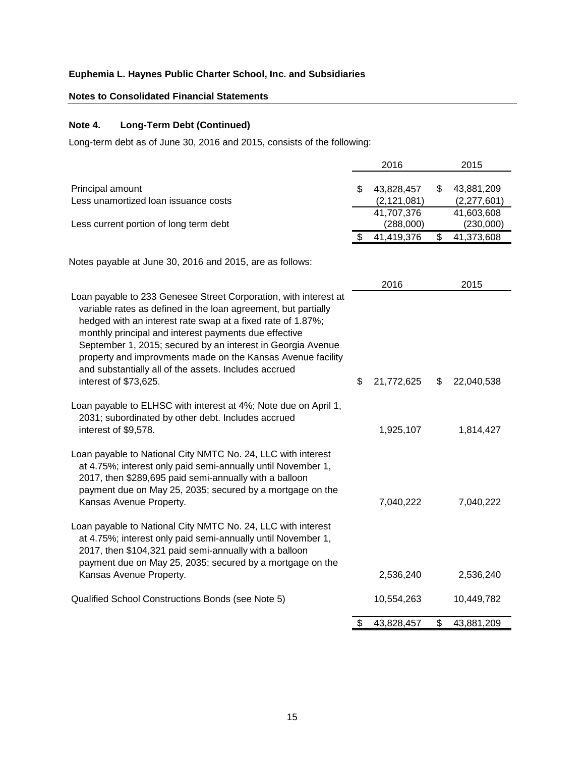**Euphemia L. Haynes Public Charter School, Inc. and Subsidiaries**

**Notes to Consolidated Financial Statements**

## Note 4. Long-Term Debt (Continued)

Long-term debt as of June 30, 2016 and 2015, consists of the following:

| | 2016 | 2015 |
|---|---|---|
| Principal amount | $ 43,828,457 | $ 43,881,209 |
| Less unamortized loan issuance costs | (2,121,081) | (2,277,601) |
| | 41,707,376 | 41,603,608 |
| Less current portion of long term debt | (288,000) | (230,000) |
| | $ 41,419,376 | $ 41,373,608 |

Notes payable at June 30, 2016 and 2015, are as follows:

| | 2016 | 2015 |
|---|---|---|
| Loan payable to 233 Genesee Street Corporation, with interest at variable rates as defined in the loan agreement, but partially hedged with an interest rate swap at a fixed rate of 1.87%; monthly principal and interest payments due effective September 1, 2015; secured by an interest in Georgia Avenue property and improvments made on the Kansas Avenue facility and substantially all of the assets. Includes accrued interest of $73,625. | $ 21,772,625 | $ 22,040,538 |
| Loan payable to ELHSC with interest at 4%; Note due on April 1, 2031; subordinated by other debt. Includes accrued interest of $9,578. | 1,925,107 | 1,814,427 |
| Loan payable to National City NMTC No. 24, LLC with interest at 4.75%; interest only paid semi-annually until November 1, 2017, then $289,695 paid semi-annually with a balloon payment due on May 25, 2035; secured by a mortgage on the Kansas Avenue Property. | 7,040,222 | 7,040,222 |
| Loan payable to National City NMTC No. 24, LLC with interest at 4.75%; interest only paid semi-annually until November 1, 2017, then $104,321 paid semi-annually with a balloon payment due on May 25, 2035; secured by a mortgage on the Kansas Avenue Property. | 2,536,240 | 2,536,240 |
| Qualified School Constructions Bonds (see Note 5) | 10,554,263 | 10,449,782 |
| | $ 43,828,457 | $ 43,881,209 |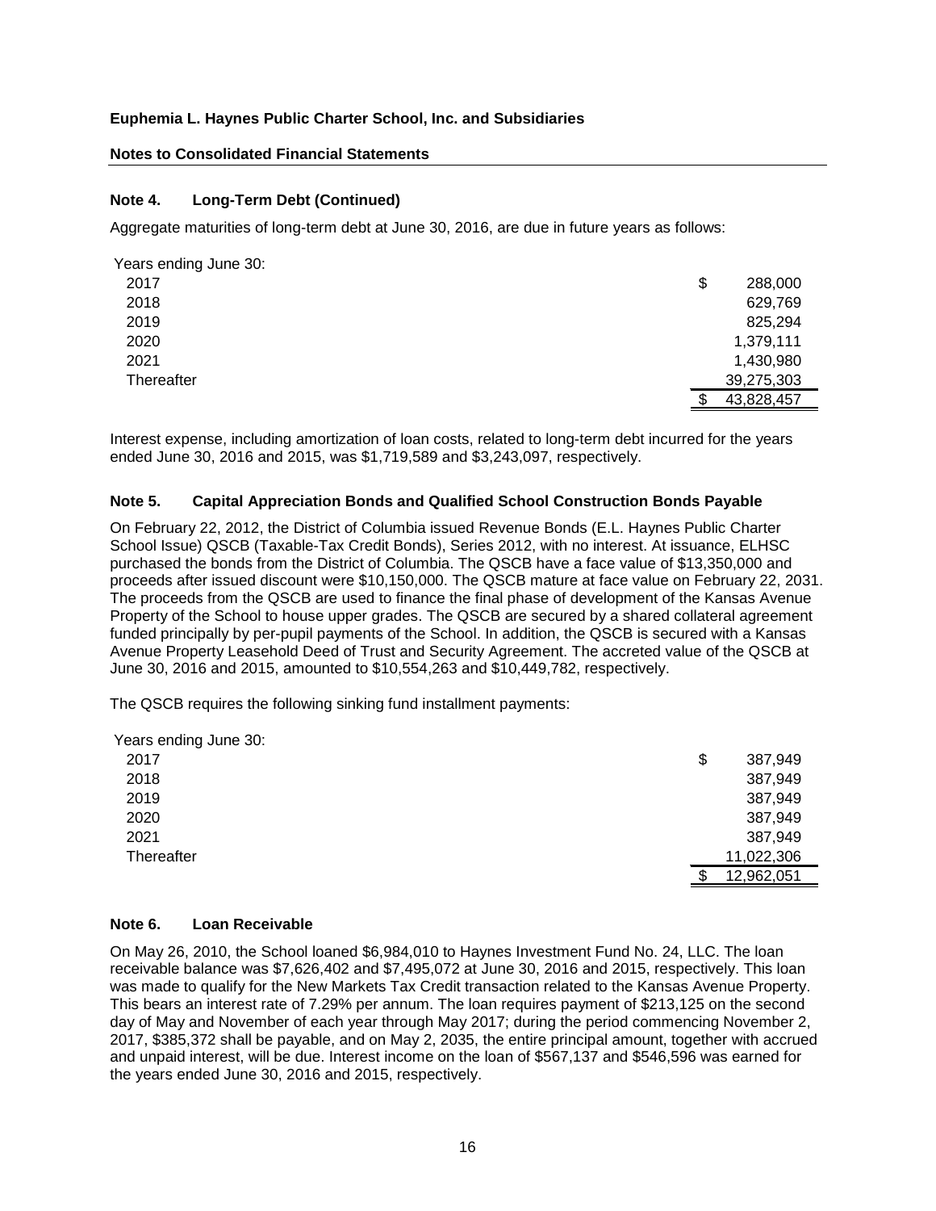**Euphemia L. Haynes Public Charter School, Inc. and Subsidiaries**

**Notes to Consolidated Financial Statements**

### Note 4. Long-Term Debt (Continued)

Aggregate maturities of long-term debt at June 30, 2016, are due in future years as follows:

| Years ending June 30: | | |
|---|---|---|
| 2017 | $ | 288,000 |
| 2018 | | 629,769 |
| 2019 | | 825,294 |
| 2020 | | 1,379,111 |
| 2021 | | 1,430,980 |
| Thereafter | | 39,275,303 |
| | $ | 43,828,457 |

Interest expense, including amortization of loan costs, related to long-term debt incurred for the years ended June 30, 2016 and 2015, was $1,719,589 and $3,243,097, respectively.

### Note 5. Capital Appreciation Bonds and Qualified School Construction Bonds Payable

On February 22, 2012, the District of Columbia issued Revenue Bonds (E.L. Haynes Public Charter School Issue) QSCB (Taxable-Tax Credit Bonds), Series 2012, with no interest. At issuance, ELHSC purchased the bonds from the District of Columbia. The QSCB have a face value of $13,350,000 and proceeds after issued discount were $10,150,000. The QSCB mature at face value on February 22, 2031. The proceeds from the QSCB are used to finance the final phase of development of the Kansas Avenue Property of the School to house upper grades. The QSCB are secured by a shared collateral agreement funded principally by per-pupil payments of the School. In addition, the QSCB is secured with a Kansas Avenue Property Leasehold Deed of Trust and Security Agreement. The accreted value of the QSCB at June 30, 2016 and 2015, amounted to $10,554,263 and $10,449,782, respectively.

The QSCB requires the following sinking fund installment payments:

| Years ending June 30: | | |
|---|---|---|
| 2017 | $ | 387,949 |
| 2018 | | 387,949 |
| 2019 | | 387,949 |
| 2020 | | 387,949 |
| 2021 | | 387,949 |
| Thereafter | | 11,022,306 |
| | $ | 12,962,051 |

### Note 6. Loan Receivable

On May 26, 2010, the School loaned $6,984,010 to Haynes Investment Fund No. 24, LLC. The loan receivable balance was $7,626,402 and $7,495,072 at June 30, 2016 and 2015, respectively. This loan was made to qualify for the New Markets Tax Credit transaction related to the Kansas Avenue Property. This bears an interest rate of 7.29% per annum. The loan requires payment of $213,125 on the second day of May and November of each year through May 2017; during the period commencing November 2, 2017, $385,372 shall be payable, and on May 2, 2035, the entire principal amount, together with accrued and unpaid interest, will be due. Interest income on the loan of $567,137 and $546,596 was earned for the years ended June 30, 2016 and 2015, respectively.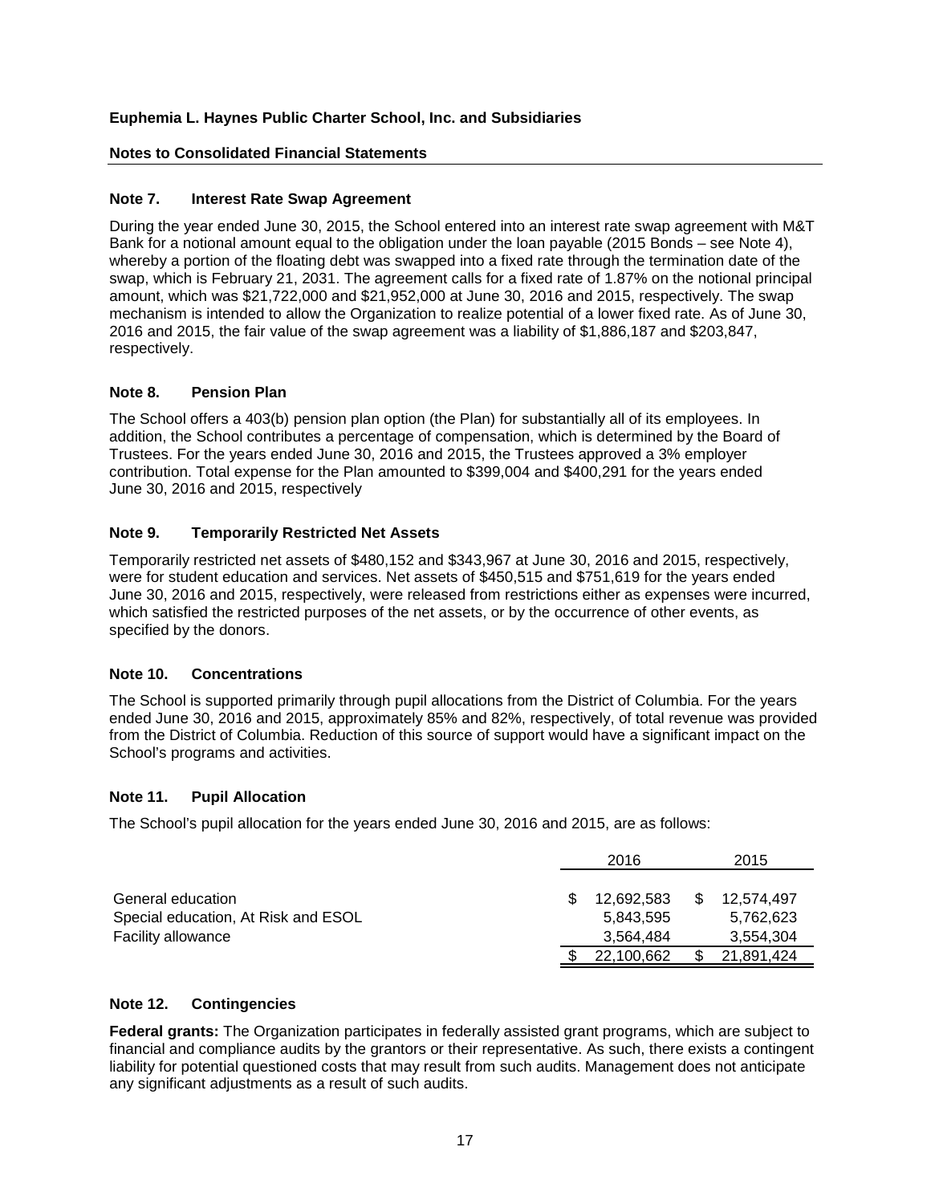**Euphemia L. Haynes Public Charter School, Inc. and Subsidiaries**

**Notes to Consolidated Financial Statements**

### Note 7. Interest Rate Swap Agreement

During the year ended June 30, 2015, the School entered into an interest rate swap agreement with M&T Bank for a notional amount equal to the obligation under the loan payable (2015 Bonds – see Note 4), whereby a portion of the floating debt was swapped into a fixed rate through the termination date of the swap, which is February 21, 2031. The agreement calls for a fixed rate of 1.87% on the notional principal amount, which was $21,722,000 and $21,952,000 at June 30, 2016 and 2015, respectively. The swap mechanism is intended to allow the Organization to realize potential of a lower fixed rate. As of June 30, 2016 and 2015, the fair value of the swap agreement was a liability of $1,886,187 and $203,847, respectively.

### Note 8. Pension Plan

The School offers a 403(b) pension plan option (the Plan) for substantially all of its employees. In addition, the School contributes a percentage of compensation, which is determined by the Board of Trustees. For the years ended June 30, 2016 and 2015, the Trustees approved a 3% employer contribution. Total expense for the Plan amounted to $399,004 and $400,291 for the years ended June 30, 2016 and 2015, respectively

### Note 9. Temporarily Restricted Net Assets

Temporarily restricted net assets of $480,152 and $343,967 at June 30, 2016 and 2015, respectively, were for student education and services. Net assets of $450,515 and $751,619 for the years ended June 30, 2016 and 2015, respectively, were released from restrictions either as expenses were incurred, which satisfied the restricted purposes of the net assets, or by the occurrence of other events, as specified by the donors.

### Note 10. Concentrations

The School is supported primarily through pupil allocations from the District of Columbia. For the years ended June 30, 2016 and 2015, approximately 85% and 82%, respectively, of total revenue was provided from the District of Columbia. Reduction of this source of support would have a significant impact on the School's programs and activities.

### Note 11. Pupil Allocation

The School's pupil allocation for the years ended June 30, 2016 and 2015, are as follows:

| | 2016 | 2015 |
|---|---|---|
| General education | $ 12,692,583 | $ 12,574,497 |
| Special education, At Risk and ESOL | 5,843,595 | 5,762,623 |
| Facility allowance | 3,564,484 | 3,554,304 |
| | $ 22,100,662 | $ 21,891,424 |

### Note 12. Contingencies

**Federal grants:** The Organization participates in federally assisted grant programs, which are subject to financial and compliance audits by the grantors or their representative. As such, there exists a contingent liability for potential questioned costs that may result from such audits. Management does not anticipate any significant adjustments as a result of such audits.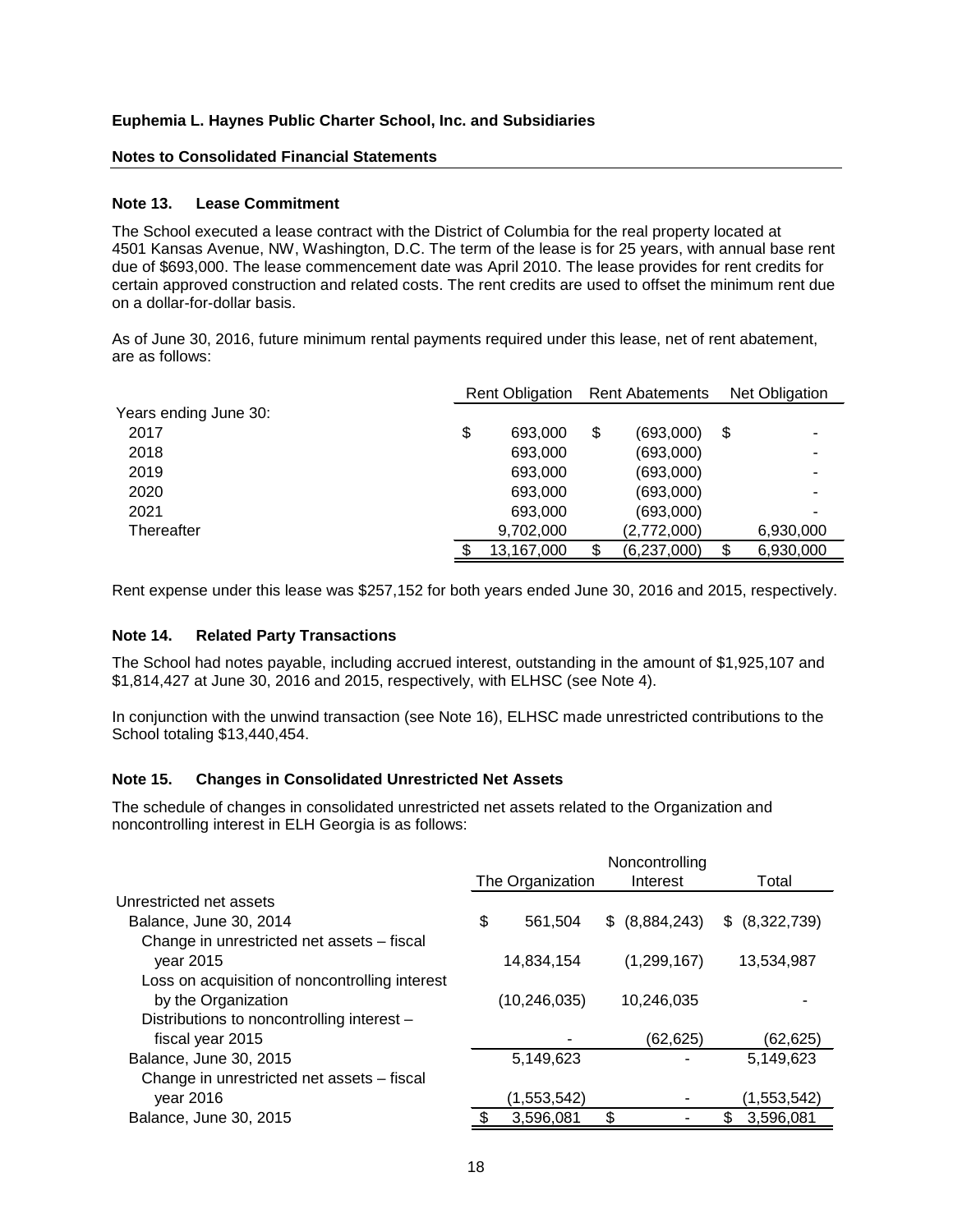# Euphemia L. Haynes Public Charter School, Inc. and Subsidiaries

## Notes to Consolidated Financial Statements

### Note 13. Lease Commitment

The School executed a lease contract with the District of Columbia for the real property located at 4501 Kansas Avenue, NW, Washington, D.C. The term of the lease is for 25 years, with annual base rent due of $693,000. The lease commencement date was April 2010. The lease provides for rent credits for certain approved construction and related costs. The rent credits are used to offset the minimum rent due on a dollar-for-dollar basis.

As of June 30, 2016, future minimum rental payments required under this lease, net of rent abatement, are as follows:

| | Rent Obligation | Rent Abatements | Net Obligation |
|---|---|---|---|
| Years ending June 30: | | | |
| 2017 | $ 693,000 | $ (693,000) | $ - |
| 2018 | 693,000 | (693,000) | - |
| 2019 | 693,000 | (693,000) | - |
| 2020 | 693,000 | (693,000) | - |
| 2021 | 693,000 | (693,000) | - |
| Thereafter | 9,702,000 | (2,772,000) | 6,930,000 |
| | $ 13,167,000 | $ (6,237,000) | $ 6,930,000 |

Rent expense under this lease was $257,152 for both years ended June 30, 2016 and 2015, respectively.

### Note 14. Related Party Transactions

The School had notes payable, including accrued interest, outstanding in the amount of $1,925,107 and $1,814,427 at June 30, 2016 and 2015, respectively, with ELHSC (see Note 4).

In conjunction with the unwind transaction (see Note 16), ELHSC made unrestricted contributions to the School totaling $13,440,454.

### Note 15. Changes in Consolidated Unrestricted Net Assets

The schedule of changes in consolidated unrestricted net assets related to the Organization and noncontrolling interest in ELH Georgia is as follows:

| | The Organization | Noncontrolling Interest | Total |
|---|---|---|---|
| Unrestricted net assets | | | |
| Balance, June 30, 2014 | $ 561,504 | $ (8,884,243) | $ (8,322,739) |
| Change in unrestricted net assets – fiscal year 2015 | 14,834,154 | (1,299,167) | 13,534,987 |
| Loss on acquisition of noncontrolling interest by the Organization | (10,246,035) | 10,246,035 | - |
| Distributions to noncontrolling interest – fiscal year 2015 | - | (62,625) | (62,625) |
| Balance, June 30, 2015 | 5,149,623 | - | 5,149,623 |
| Change in unrestricted net assets – fiscal year 2016 | (1,553,542) | - | (1,553,542) |
| Balance, June 30, 2015 | $ 3,596,081 | $ - | $ 3,596,081 |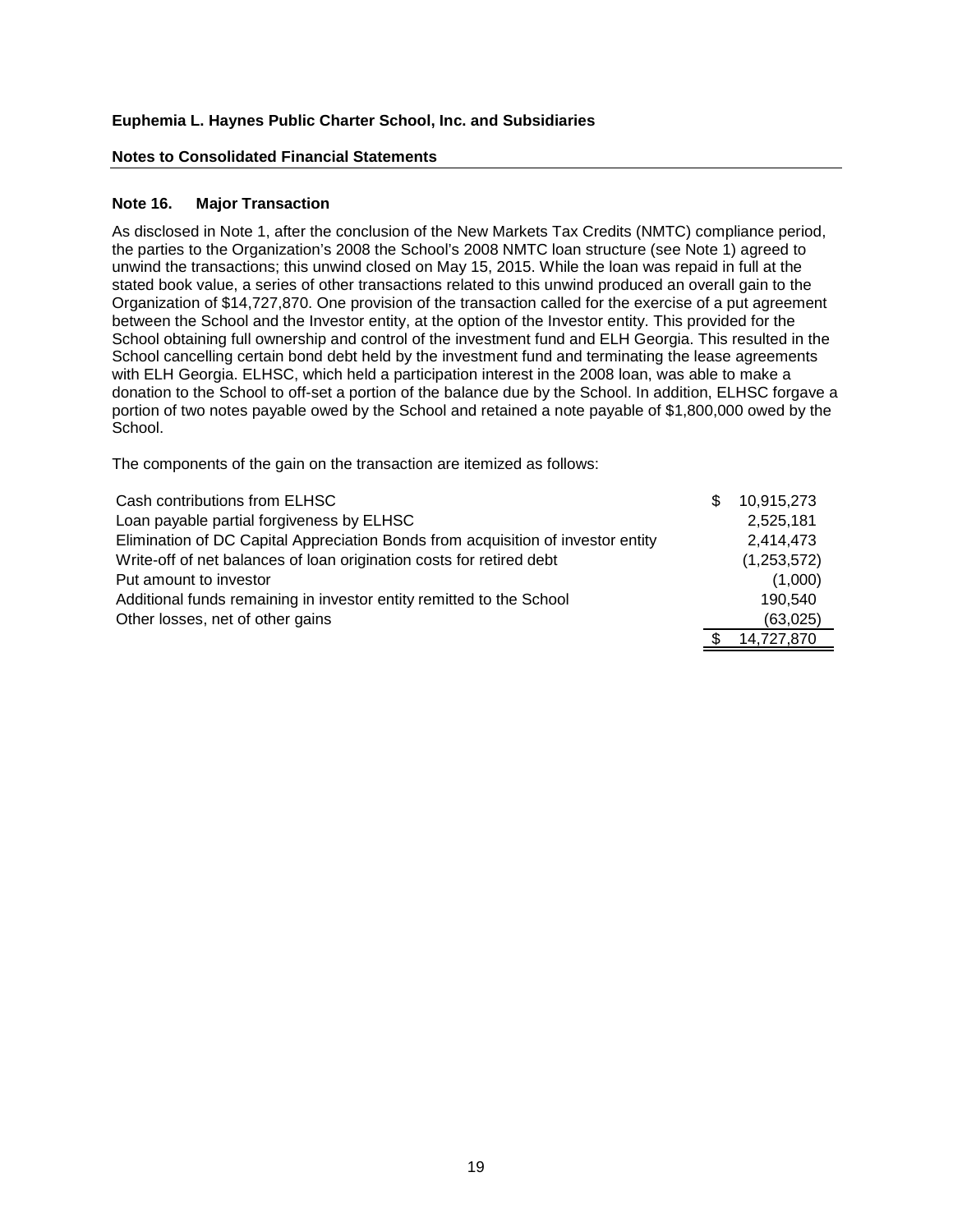**Euphemia L. Haynes Public Charter School, Inc. and Subsidiaries**

**Notes to Consolidated Financial Statements**

## Note 16. Major Transaction

As disclosed in Note 1, after the conclusion of the New Markets Tax Credits (NMTC) compliance period, the parties to the Organization's 2008 the School's 2008 NMTC loan structure (see Note 1) agreed to unwind the transactions; this unwind closed on May 15, 2015. While the loan was repaid in full at the stated book value, a series of other transactions related to this unwind produced an overall gain to the Organization of $14,727,870. One provision of the transaction called for the exercise of a put agreement between the School and the Investor entity, at the option of the Investor entity. This provided for the School obtaining full ownership and control of the investment fund and ELH Georgia. This resulted in the School cancelling certain bond debt held by the investment fund and terminating the lease agreements with ELH Georgia. ELHSC, which held a participation interest in the 2008 loan, was able to make a donation to the School to off-set a portion of the balance due by the School. In addition, ELHSC forgave a portion of two notes payable owed by the School and retained a note payable of $1,800,000 owed by the School.

The components of the gain on the transaction are itemized as follows:

| | |
|---|---|
| Cash contributions from ELHSC | $ 10,915,273 |
| Loan payable partial forgiveness by ELHSC | 2,525,181 |
| Elimination of DC Capital Appreciation Bonds from acquisition of investor entity | 2,414,473 |
| Write-off of net balances of loan origination costs for retired debt | (1,253,572) |
| Put amount to investor | (1,000) |
| Additional funds remaining in investor entity remitted to the School | 190,540 |
| Other losses, net of other gains | (63,025) |
| | $ 14,727,870 |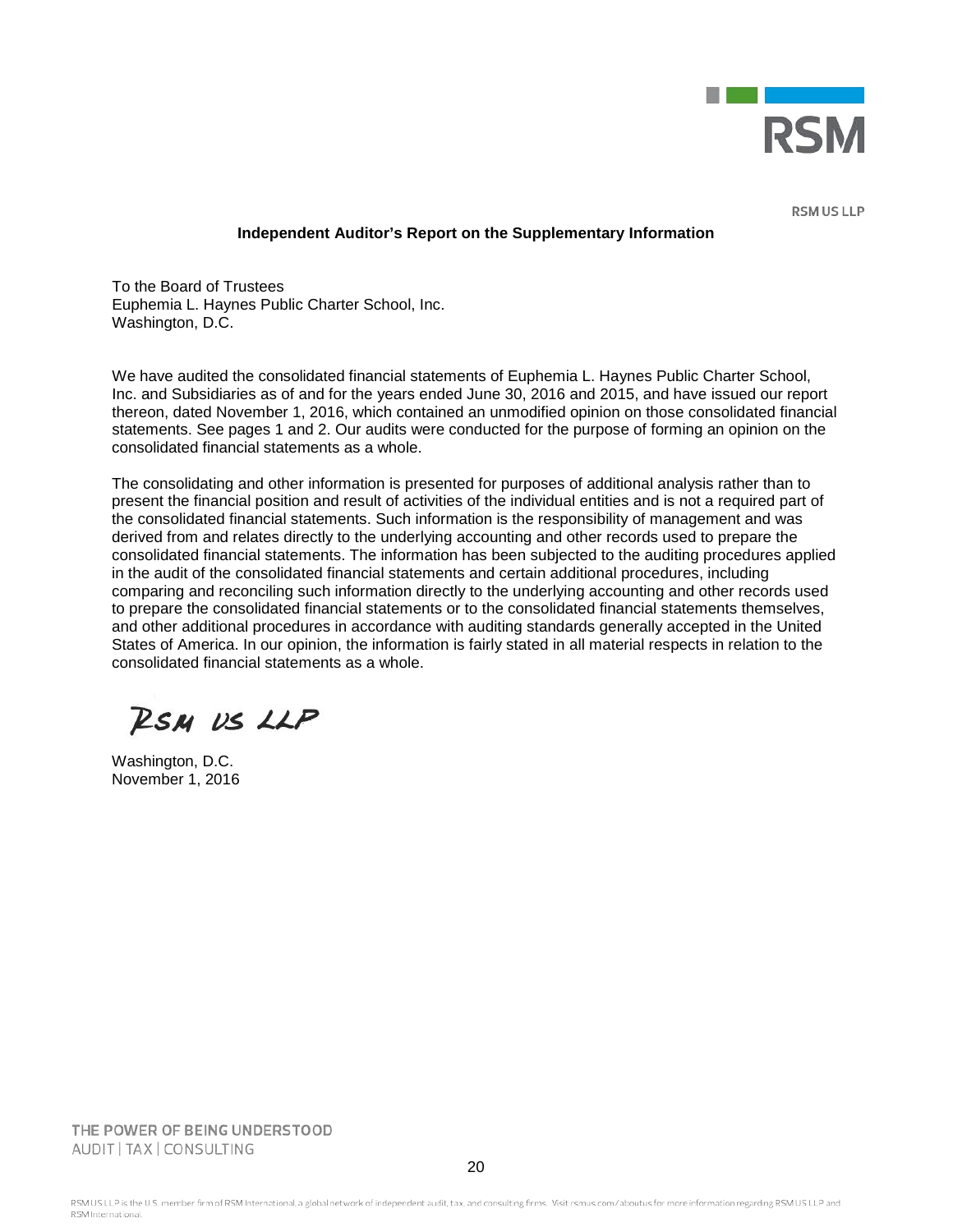RSM US LLP

## Independent Auditor's Report on the Supplementary Information

To the Board of Trustees
Euphemia L. Haynes Public Charter School, Inc.
Washington, D.C.

We have audited the consolidated financial statements of Euphemia L. Haynes Public Charter School, Inc. and Subsidiaries as of and for the years ended June 30, 2016 and 2015, and have issued our report thereon, dated November 1, 2016, which contained an unmodified opinion on those consolidated financial statements. See pages 1 and 2. Our audits were conducted for the purpose of forming an opinion on the consolidated financial statements as a whole.

The consolidating and other information is presented for purposes of additional analysis rather than to present the financial position and result of activities of the individual entities and is not a required part of the consolidated financial statements. Such information is the responsibility of management and was derived from and relates directly to the underlying accounting and other records used to prepare the consolidated financial statements. The information has been subjected to the auditing procedures applied in the audit of the consolidated financial statements and certain additional procedures, including comparing and reconciling such information directly to the underlying accounting and other records used to prepare the consolidated financial statements or to the consolidated financial statements themselves, and other additional procedures in accordance with auditing standards generally accepted in the United States of America. In our opinion, the information is fairly stated in all material respects in relation to the consolidated financial statements as a whole.

RSM US LLP

Washington, D.C.
November 1, 2016

THE POWER OF BEING UNDERSTOOD
AUDIT | TAX | CONSULTING

RSM US LLP is the U.S. member firm of RSM International, a global network of independent audit, tax, and consulting firms. Visit rsmus.com/aboutus for more information regarding RSM US LLP and RSM International.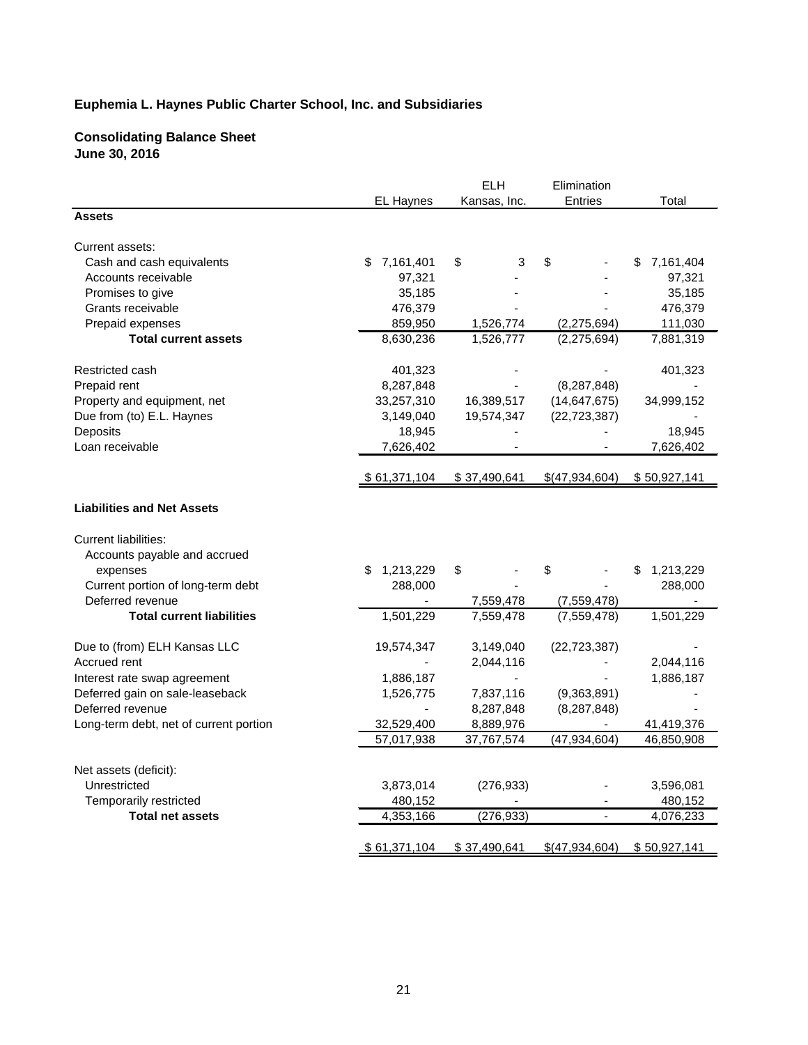**Euphemia L. Haynes Public Charter School, Inc. and Subsidiaries**

**Consolidating Balance Sheet**
**June 30, 2016**

| | EL Haynes | ELH Kansas, Inc. | Elimination Entries | Total |
|---|---|---|---|---|
| **Assets** | | | | |
| Current assets: | | | | |
| Cash and cash equivalents | $ 7,161,401 | $ 3 | $ - | $ 7,161,404 |
| Accounts receivable | 97,321 | - | - | 97,321 |
| Promises to give | 35,185 | - | - | 35,185 |
| Grants receivable | 476,379 | - | - | 476,379 |
| Prepaid expenses | 859,950 | 1,526,774 | (2,275,694) | 111,030 |
| **Total current assets** | 8,630,236 | 1,526,777 | (2,275,694) | 7,881,319 |
| Restricted cash | 401,323 | - | - | 401,323 |
| Prepaid rent | 8,287,848 | - | (8,287,848) | - |
| Property and equipment, net | 33,257,310 | 16,389,517 | (14,647,675) | 34,999,152 |
| Due from (to) E.L. Haynes | 3,149,040 | 19,574,347 | (22,723,387) | - |
| Deposits | 18,945 | - | - | 18,945 |
| Loan receivable | 7,626,402 | - | - | 7,626,402 |
| | $ 61,371,104 | $ 37,490,641 | $(47,934,604) | $ 50,927,141 |
| **Liabilities and Net Assets** | | | | |
| Current liabilities: | | | | |
| Accounts payable and accrued expenses | $ 1,213,229 | $ - | $ - | $ 1,213,229 |
| Current portion of long-term debt | 288,000 | - | - | 288,000 |
| Deferred revenue | - | 7,559,478 | (7,559,478) | - |
| **Total current liabilities** | 1,501,229 | 7,559,478 | (7,559,478) | 1,501,229 |
| Due to (from) ELH Kansas LLC | 19,574,347 | 3,149,040 | (22,723,387) | - |
| Accrued rent | - | 2,044,116 | - | 2,044,116 |
| Interest rate swap agreement | 1,886,187 | - | - | 1,886,187 |
| Deferred gain on sale-leaseback | 1,526,775 | 7,837,116 | (9,363,891) | - |
| Deferred revenue | - | 8,287,848 | (8,287,848) | - |
| Long-term debt, net of current portion | 32,529,400 | 8,889,976 | - | 41,419,376 |
| | 57,017,938 | 37,767,574 | (47,934,604) | 46,850,908 |
| Net assets (deficit): | | | | |
| Unrestricted | 3,873,014 | (276,933) | - | 3,596,081 |
| Temporarily restricted | 480,152 | - | - | 480,152 |
| **Total net assets** | 4,353,166 | (276,933) | - | 4,076,233 |
| | $ 61,371,104 | $ 37,490,641 | $(47,934,604) | $ 50,927,141 |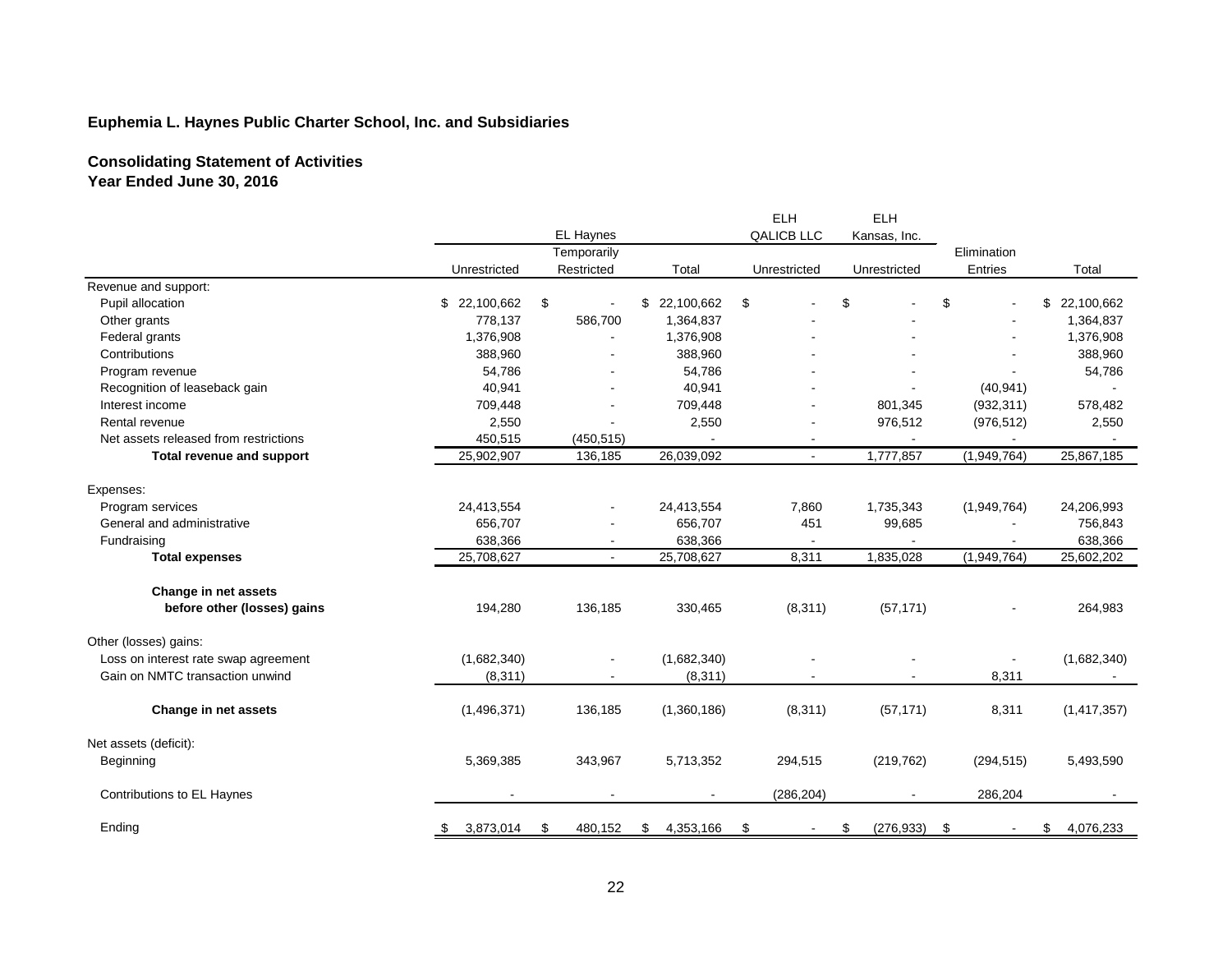**Euphemia L. Haynes Public Charter School, Inc. and Subsidiaries**

**Consolidating Statement of Activities**
**Year Ended June 30, 2016**

| | EL Haynes | | | ELH QALICB LLC | ELH Kansas, Inc. | | |
|---|---|---|---|---|---|---|---|
| | Unrestricted | Temporarily Restricted | Total | Unrestricted | Unrestricted | Elimination Entries | Total |
| Revenue and support: | | | | | | | |
| Pupil allocation | $ 22,100,662 | $ - | $ 22,100,662 | $ - | $ - | $ - | $ 22,100,662 |
| Other grants | 778,137 | 586,700 | 1,364,837 | - | - | - | 1,364,837 |
| Federal grants | 1,376,908 | - | 1,376,908 | - | - | - | 1,376,908 |
| Contributions | 388,960 | - | 388,960 | - | - | - | 388,960 |
| Program revenue | 54,786 | - | 54,786 | - | - | - | 54,786 |
| Recognition of leaseback gain | 40,941 | - | 40,941 | - | - | (40,941) | - |
| Interest income | 709,448 | - | 709,448 | - | 801,345 | (932,311) | 578,482 |
| Rental revenue | 2,550 | - | 2,550 | - | 976,512 | (976,512) | 2,550 |
| Net assets released from restrictions | 450,515 | (450,515) | - | - | - | - | - |
| **Total revenue and support** | 25,902,907 | 136,185 | 26,039,092 | - | 1,777,857 | (1,949,764) | 25,867,185 |
| Expenses: | | | | | | | |
| Program services | 24,413,554 | - | 24,413,554 | 7,860 | 1,735,343 | (1,949,764) | 24,206,993 |
| General and administrative | 656,707 | - | 656,707 | 451 | 99,685 | - | 756,843 |
| Fundraising | 638,366 | - | 638,366 | - | - | - | 638,366 |
| **Total expenses** | 25,708,627 | - | 25,708,627 | 8,311 | 1,835,028 | (1,949,764) | 25,602,202 |
| **Change in net assets before other (losses) gains** | 194,280 | 136,185 | 330,465 | (8,311) | (57,171) | - | 264,983 |
| Other (losses) gains: | | | | | | | |
| Loss on interest rate swap agreement | (1,682,340) | - | (1,682,340) | - | - | - | (1,682,340) |
| Gain on NMTC transaction unwind | (8,311) | - | (8,311) | - | - | 8,311 | - |
| **Change in net assets** | (1,496,371) | 136,185 | (1,360,186) | (8,311) | (57,171) | 8,311 | (1,417,357) |
| Net assets (deficit): | | | | | | | |
| Beginning | 5,369,385 | 343,967 | 5,713,352 | 294,515 | (219,762) | (294,515) | 5,493,590 |
| Contributions to EL Haynes | - | - | - | (286,204) | - | 286,204 | - |
| Ending | $ 3,873,014 | $ 480,152 | $ 4,353,166 | $ - | $ (276,933) | $ - | $ 4,076,233 |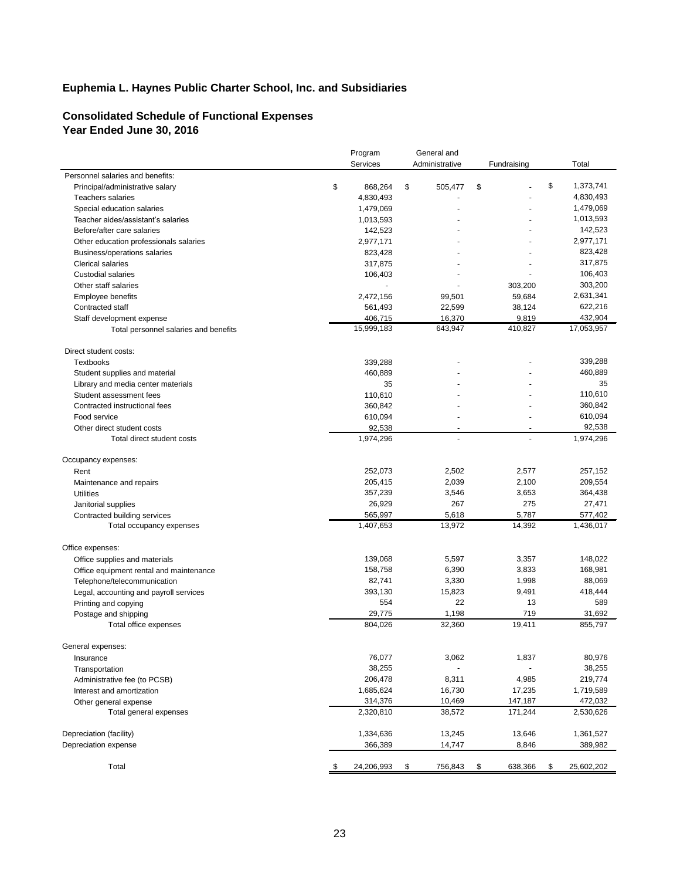## Euphemia L. Haynes Public Charter School, Inc. and Subsidiaries

### Consolidated Schedule of Functional Expenses
### Year Ended June 30, 2016

| | Program Services | General and Administrative | Fundraising | Total |
|---|---|---|---|---|
| Personnel salaries and benefits: | | | | |
| Principal/administrative salary | $ 868,264 | $ 505,477 | $ - | $ 1,373,741 |
| Teachers salaries | 4,830,493 | - | - | 4,830,493 |
| Special education salaries | 1,479,069 | - | - | 1,479,069 |
| Teacher aides/assistant's salaries | 1,013,593 | - | - | 1,013,593 |
| Before/after care salaries | 142,523 | - | - | 142,523 |
| Other education professionals salaries | 2,977,171 | - | - | 2,977,171 |
| Business/operations salaries | 823,428 | - | - | 823,428 |
| Clerical salaries | 317,875 | - | - | 317,875 |
| Custodial salaries | 106,403 | - | - | 106,403 |
| Other staff salaries | - | - | 303,200 | 303,200 |
| Employee benefits | 2,472,156 | 99,501 | 59,684 | 2,631,341 |
| Contracted staff | 561,493 | 22,599 | 38,124 | 622,216 |
| Staff development expense | 406,715 | 16,370 | 9,819 | 432,904 |
| Total personnel salaries and benefits | 15,999,183 | 643,947 | 410,827 | 17,053,957 |
| Direct student costs: | | | | |
| Textbooks | 339,288 | - | - | 339,288 |
| Student supplies and material | 460,889 | - | - | 460,889 |
| Library and media center materials | 35 | - | - | 35 |
| Student assessment fees | 110,610 | - | - | 110,610 |
| Contracted instructional fees | 360,842 | - | - | 360,842 |
| Food service | 610,094 | - | - | 610,094 |
| Other direct student costs | 92,538 | - | - | 92,538 |
| Total direct student costs | 1,974,296 | - | - | 1,974,296 |
| Occupancy expenses: | | | | |
| Rent | 252,073 | 2,502 | 2,577 | 257,152 |
| Maintenance and repairs | 205,415 | 2,039 | 2,100 | 209,554 |
| Utilities | 357,239 | 3,546 | 3,653 | 364,438 |
| Janitorial supplies | 26,929 | 267 | 275 | 27,471 |
| Contracted building services | 565,997 | 5,618 | 5,787 | 577,402 |
| Total occupancy expenses | 1,407,653 | 13,972 | 14,392 | 1,436,017 |
| Office expenses: | | | | |
| Office supplies and materials | 139,068 | 5,597 | 3,357 | 148,022 |
| Office equipment rental and maintenance | 158,758 | 6,390 | 3,833 | 168,981 |
| Telephone/telecommunication | 82,741 | 3,330 | 1,998 | 88,069 |
| Legal, accounting and payroll services | 393,130 | 15,823 | 9,491 | 418,444 |
| Printing and copying | 554 | 22 | 13 | 589 |
| Postage and shipping | 29,775 | 1,198 | 719 | 31,692 |
| Total office expenses | 804,026 | 32,360 | 19,411 | 855,797 |
| General expenses: | | | | |
| Insurance | 76,077 | 3,062 | 1,837 | 80,976 |
| Transportation | 38,255 | - | - | 38,255 |
| Administrative fee (to PCSB) | 206,478 | 8,311 | 4,985 | 219,774 |
| Interest and amortization | 1,685,624 | 16,730 | 17,235 | 1,719,589 |
| Other general expense | 314,376 | 10,469 | 147,187 | 472,032 |
| Total general expenses | 2,320,810 | 38,572 | 171,244 | 2,530,626 |
| Depreciation (facility) | 1,334,636 | 13,245 | 13,646 | 1,361,527 |
| Depreciation expense | 366,389 | 14,747 | 8,846 | 389,982 |
| Total | $ 24,206,993 | $ 756,843 | $ 638,366 | $ 25,602,202 |